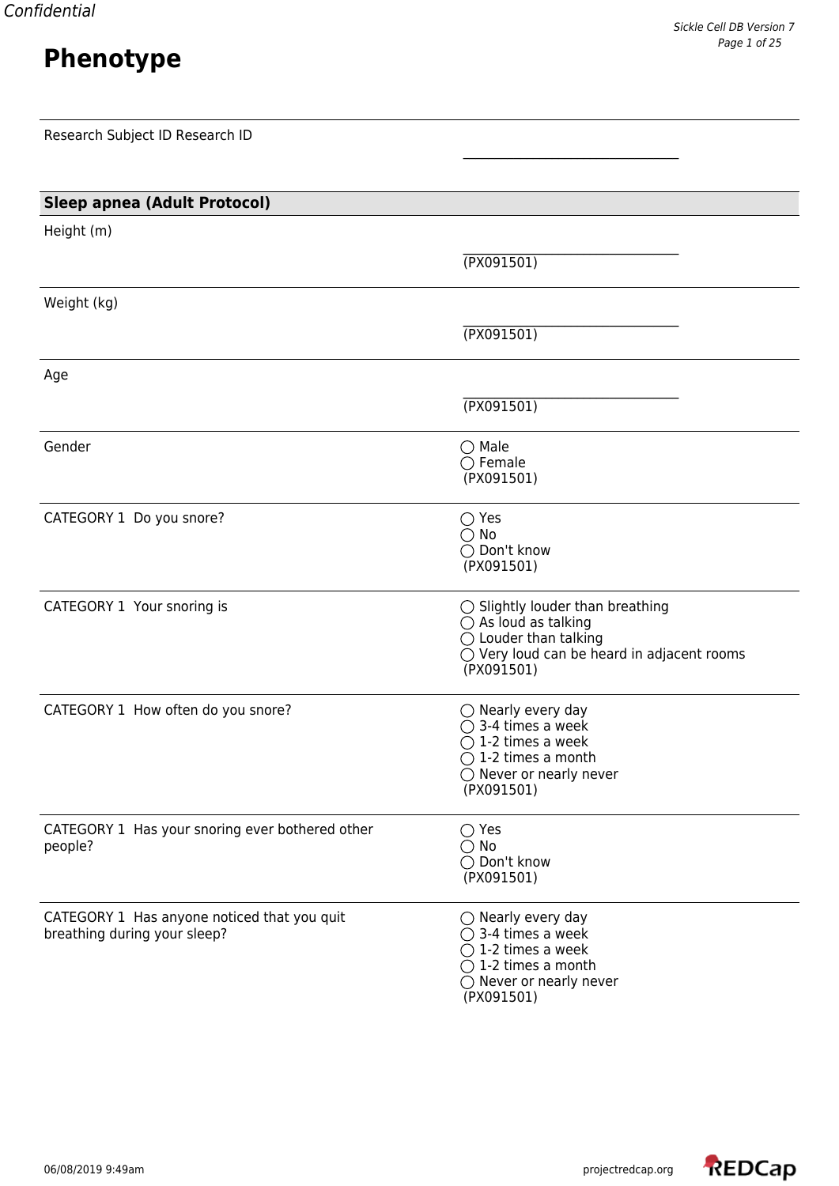Confidential

# Phenotype

Research Subject ID Research ID

______________________________

## Sleep apnea (Adult Protocol)

Height (m)

______________________________
(PX091501)

Weight (kg)

______________________________
(PX091501)

Age

______________________________
(PX091501)

Gender

- ◯ Male
- ◯ Female

(PX091501)

CATEGORY 1 Do you snore?

- ◯ Yes
- ◯ No
- ◯ Don't know

(PX091501)

CATEGORY 1 Your snoring is

- ◯ Slightly louder than breathing
- ◯ As loud as talking
- ◯ Louder than talking
- ◯ Very loud can be heard in adjacent rooms

(PX091501)

CATEGORY 1 How often do you snore?

- ◯ Nearly every day
- ◯ 3-4 times a week
- ◯ 1-2 times a week
- ◯ 1-2 times a month
- ◯ Never or nearly never

(PX091501)

CATEGORY 1 Has your snoring ever bothered other people?

- ◯ Yes
- ◯ No
- ◯ Don't know

(PX091501)

CATEGORY 1 Has anyone noticed that you quit breathing during your sleep?

- ◯ Nearly every day
- ◯ 3-4 times a week
- ◯ 1-2 times a week
- ◯ 1-2 times a month
- ◯ Never or nearly never

(PX091501)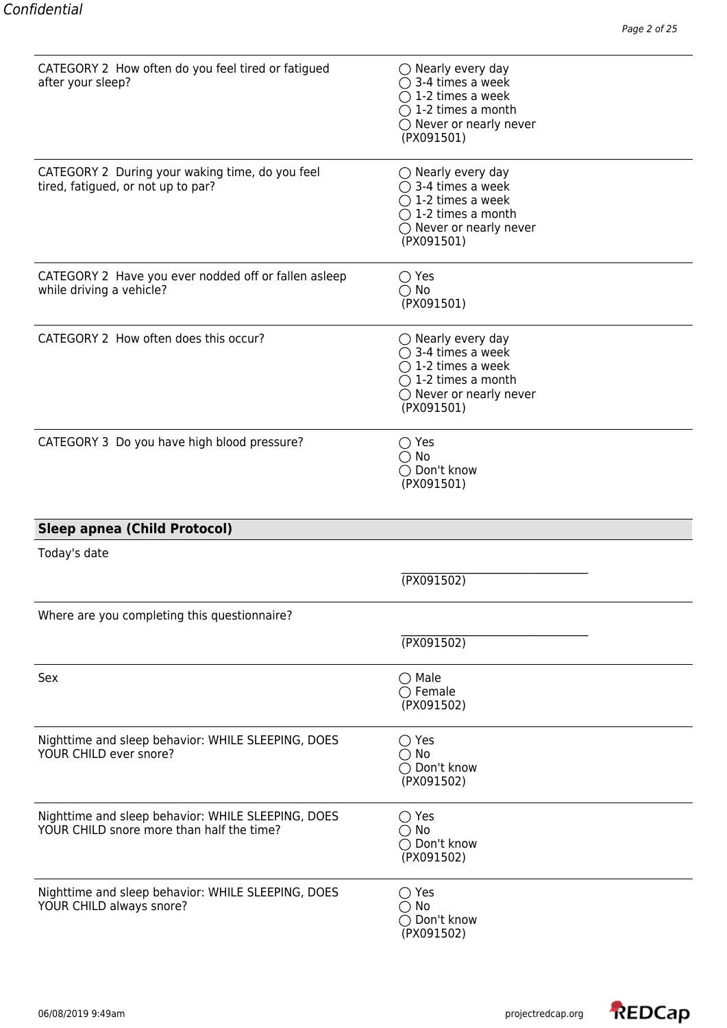| | |
|---|---|
| CATEGORY 2 How often do you feel tired or fatigued after your sleep? | ◯ Nearly every day<br>◯ 3-4 times a week<br>◯ 1-2 times a week<br>◯ 1-2 times a month<br>◯ Never or nearly never<br>(PX091501) |
| CATEGORY 2 During your waking time, do you feel tired, fatigued, or not up to par? | ◯ Nearly every day<br>◯ 3-4 times a week<br>◯ 1-2 times a week<br>◯ 1-2 times a month<br>◯ Never or nearly never<br>(PX091501) |
| CATEGORY 2 Have you ever nodded off or fallen asleep while driving a vehicle? | ◯ Yes<br>◯ No<br>(PX091501) |
| CATEGORY 2 How often does this occur? | ◯ Nearly every day<br>◯ 3-4 times a week<br>◯ 1-2 times a week<br>◯ 1-2 times a month<br>◯ Never or nearly never<br>(PX091501) |
| CATEGORY 3 Do you have high blood pressure? | ◯ Yes<br>◯ No<br>◯ Don't know<br>(PX091501) |

## Sleep apnea (Child Protocol)

| | |
|---|---|
| Today's date | \_\_\_\_\_\_\_\_\_\_\_\_\_\_\_\_\_\_\_\_\_\_\_\_\_\_\_\_\_\_\_\_\_\_<br>(PX091502) |
| Where are you completing this questionnaire? | \_\_\_\_\_\_\_\_\_\_\_\_\_\_\_\_\_\_\_\_\_\_\_\_\_\_\_\_\_\_\_\_\_\_<br>(PX091502) |
| Sex | ◯ Male<br>◯ Female<br>(PX091502) |
| Nighttime and sleep behavior: WHILE SLEEPING, DOES YOUR CHILD ever snore? | ◯ Yes<br>◯ No<br>◯ Don't know<br>(PX091502) |
| Nighttime and sleep behavior: WHILE SLEEPING, DOES YOUR CHILD snore more than half the time? | ◯ Yes<br>◯ No<br>◯ Don't know<br>(PX091502) |
| Nighttime and sleep behavior: WHILE SLEEPING, DOES YOUR CHILD always snore? | ◯ Yes<br>◯ No<br>◯ Don't know<br>(PX091502) |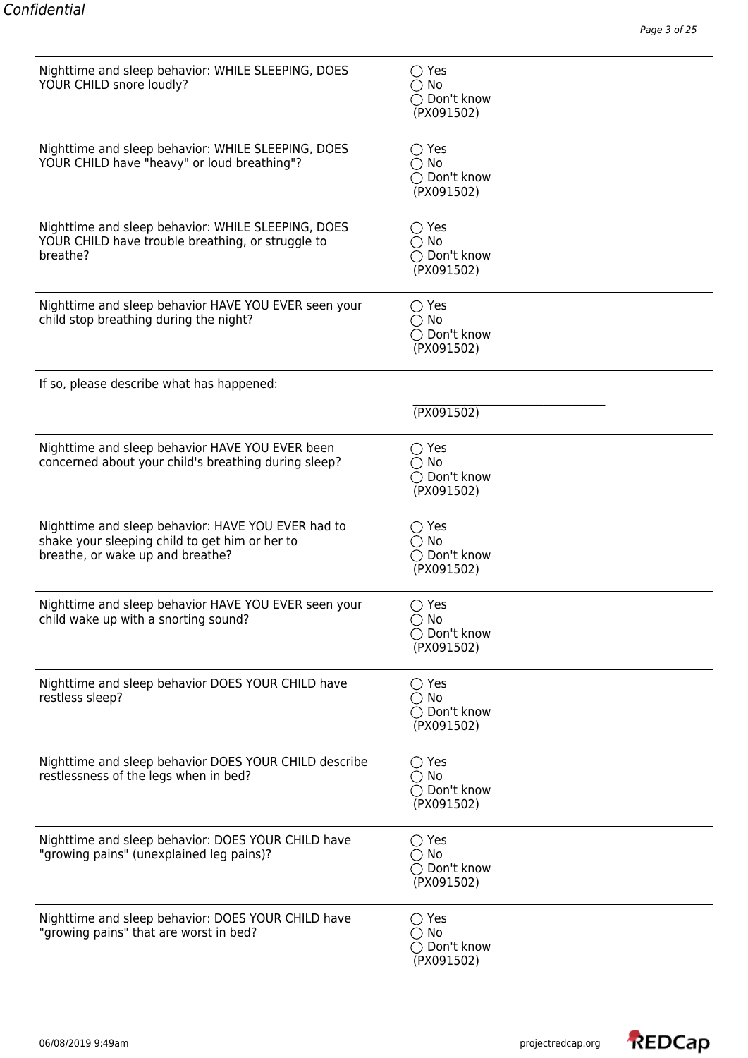| Question | Response |
| --- | --- |
| Nighttime and sleep behavior: WHILE SLEEPING, DOES YOUR CHILD snore loudly? | ◯ Yes<br>◯ No<br>◯ Don't know<br>(PX091502) |
| Nighttime and sleep behavior: WHILE SLEEPING, DOES YOUR CHILD have "heavy" or loud breathing"? | ◯ Yes<br>◯ No<br>◯ Don't know<br>(PX091502) |
| Nighttime and sleep behavior: WHILE SLEEPING, DOES YOUR CHILD have trouble breathing, or struggle to breathe? | ◯ Yes<br>◯ No<br>◯ Don't know<br>(PX091502) |
| Nighttime and sleep behavior HAVE YOU EVER seen your child stop breathing during the night? | ◯ Yes<br>◯ No<br>◯ Don't know<br>(PX091502) |
| If so, please describe what has happened: | ______________________________<br>(PX091502) |
| Nighttime and sleep behavior HAVE YOU EVER been concerned about your child's breathing during sleep? | ◯ Yes<br>◯ No<br>◯ Don't know<br>(PX091502) |
| Nighttime and sleep behavior: HAVE YOU EVER had to shake your sleeping child to get him or her to breathe, or wake up and breathe? | ◯ Yes<br>◯ No<br>◯ Don't know<br>(PX091502) |
| Nighttime and sleep behavior HAVE YOU EVER seen your child wake up with a snorting sound? | ◯ Yes<br>◯ No<br>◯ Don't know<br>(PX091502) |
| Nighttime and sleep behavior DOES YOUR CHILD have restless sleep? | ◯ Yes<br>◯ No<br>◯ Don't know<br>(PX091502) |
| Nighttime and sleep behavior DOES YOUR CHILD describe restlessness of the legs when in bed? | ◯ Yes<br>◯ No<br>◯ Don't know<br>(PX091502) |
| Nighttime and sleep behavior: DOES YOUR CHILD have "growing pains" (unexplained leg pains)? | ◯ Yes<br>◯ No<br>◯ Don't know<br>(PX091502) |
| Nighttime and sleep behavior: DOES YOUR CHILD have "growing pains" that are worst in bed? | ◯ Yes<br>◯ No<br>◯ Don't know<br>(PX091502) |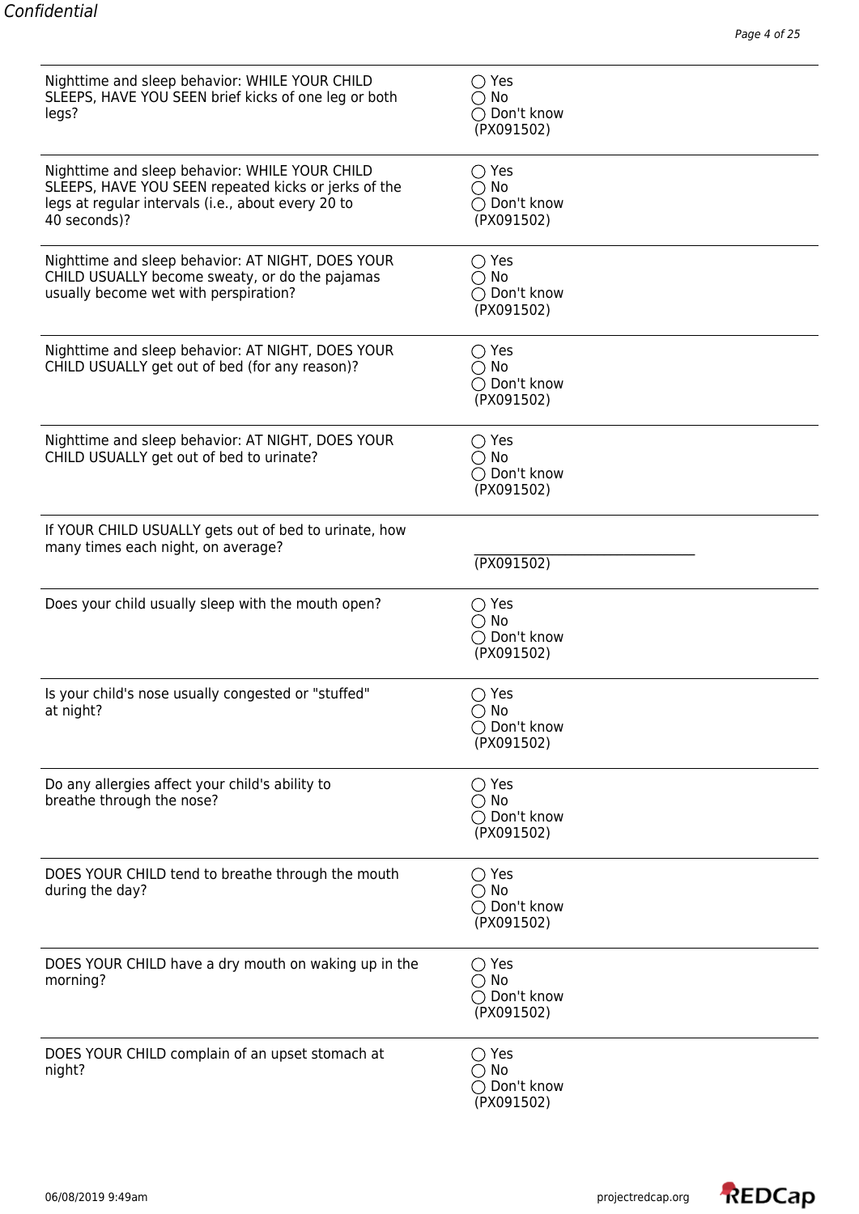| | |
|---|---|
| Nighttime and sleep behavior: WHILE YOUR CHILD SLEEPS, HAVE YOU SEEN brief kicks of one leg or both legs? | ◯ Yes<br>◯ No<br>◯ Don't know<br>(PX091502) |
| Nighttime and sleep behavior: WHILE YOUR CHILD SLEEPS, HAVE YOU SEEN repeated kicks or jerks of the legs at regular intervals (i.e., about every 20 to 40 seconds)? | ◯ Yes<br>◯ No<br>◯ Don't know<br>(PX091502) |
| Nighttime and sleep behavior: AT NIGHT, DOES YOUR CHILD USUALLY become sweaty, or do the pajamas usually become wet with perspiration? | ◯ Yes<br>◯ No<br>◯ Don't know<br>(PX091502) |
| Nighttime and sleep behavior: AT NIGHT, DOES YOUR CHILD USUALLY get out of bed (for any reason)? | ◯ Yes<br>◯ No<br>◯ Don't know<br>(PX091502) |
| Nighttime and sleep behavior: AT NIGHT, DOES YOUR CHILD USUALLY get out of bed to urinate? | ◯ Yes<br>◯ No<br>◯ Don't know<br>(PX091502) |
| If YOUR CHILD USUALLY gets out of bed to urinate, how many times each night, on average? | ______________________________<br>(PX091502) |
| Does your child usually sleep with the mouth open? | ◯ Yes<br>◯ No<br>◯ Don't know<br>(PX091502) |
| Is your child's nose usually congested or "stuffed" at night? | ◯ Yes<br>◯ No<br>◯ Don't know<br>(PX091502) |
| Do any allergies affect your child's ability to breathe through the nose? | ◯ Yes<br>◯ No<br>◯ Don't know<br>(PX091502) |
| DOES YOUR CHILD tend to breathe through the mouth during the day? | ◯ Yes<br>◯ No<br>◯ Don't know<br>(PX091502) |
| DOES YOUR CHILD have a dry mouth on waking up in the morning? | ◯ Yes<br>◯ No<br>◯ Don't know<br>(PX091502) |
| DOES YOUR CHILD complain of an upset stomach at night? | ◯ Yes<br>◯ No<br>◯ Don't know<br>(PX091502) |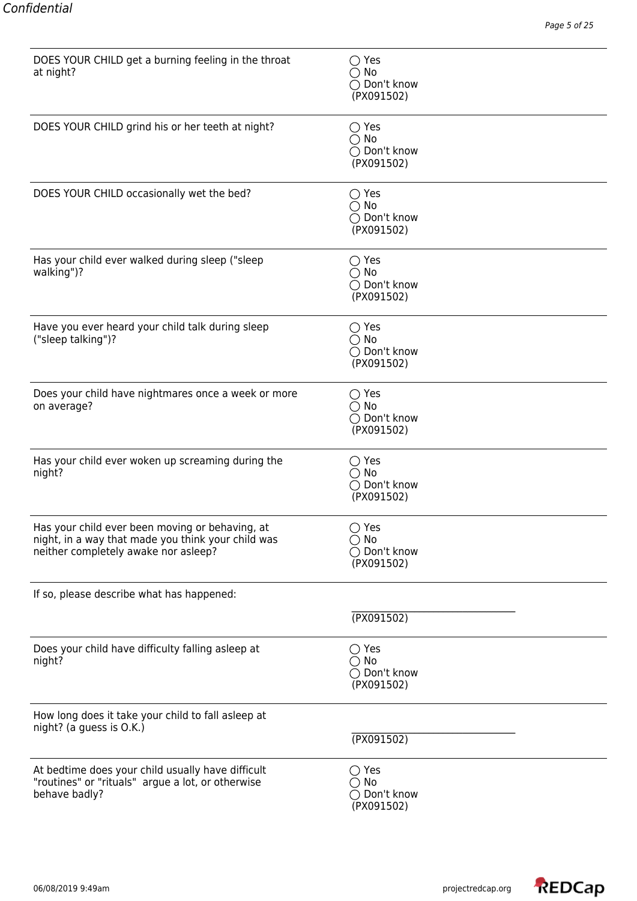| Question | Response |
|---|---|
| DOES YOUR CHILD get a burning feeling in the throat at night? | ◯ Yes<br>◯ No<br>◯ Don't know<br>(PX091502) |
| DOES YOUR CHILD grind his or her teeth at night? | ◯ Yes<br>◯ No<br>◯ Don't know<br>(PX091502) |
| DOES YOUR CHILD occasionally wet the bed? | ◯ Yes<br>◯ No<br>◯ Don't know<br>(PX091502) |
| Has your child ever walked during sleep ("sleep walking")? | ◯ Yes<br>◯ No<br>◯ Don't know<br>(PX091502) |
| Have you ever heard your child talk during sleep ("sleep talking")? | ◯ Yes<br>◯ No<br>◯ Don't know<br>(PX091502) |
| Does your child have nightmares once a week or more on average? | ◯ Yes<br>◯ No<br>◯ Don't know<br>(PX091502) |
| Has your child ever woken up screaming during the night? | ◯ Yes<br>◯ No<br>◯ Don't know<br>(PX091502) |
| Has your child ever been moving or behaving, at night, in a way that made you think your child was neither completely awake nor asleep? | ◯ Yes<br>◯ No<br>◯ Don't know<br>(PX091502) |
| If so, please describe what has happened: | \_\_\_\_\_\_\_\_\_\_\_\_\_\_\_\_\_\_\_\_\_\_\_\_\_\_\_\_\_\_<br>(PX091502) |
| Does your child have difficulty falling asleep at night? | ◯ Yes<br>◯ No<br>◯ Don't know<br>(PX091502) |
| How long does it take your child to fall asleep at night? (a guess is O.K.) | \_\_\_\_\_\_\_\_\_\_\_\_\_\_\_\_\_\_\_\_\_\_\_\_\_\_\_\_\_\_<br>(PX091502) |
| At bedtime does your child usually have difficult "routines" or "rituals" argue a lot, or otherwise behave badly? | ◯ Yes<br>◯ No<br>◯ Don't know<br>(PX091502) |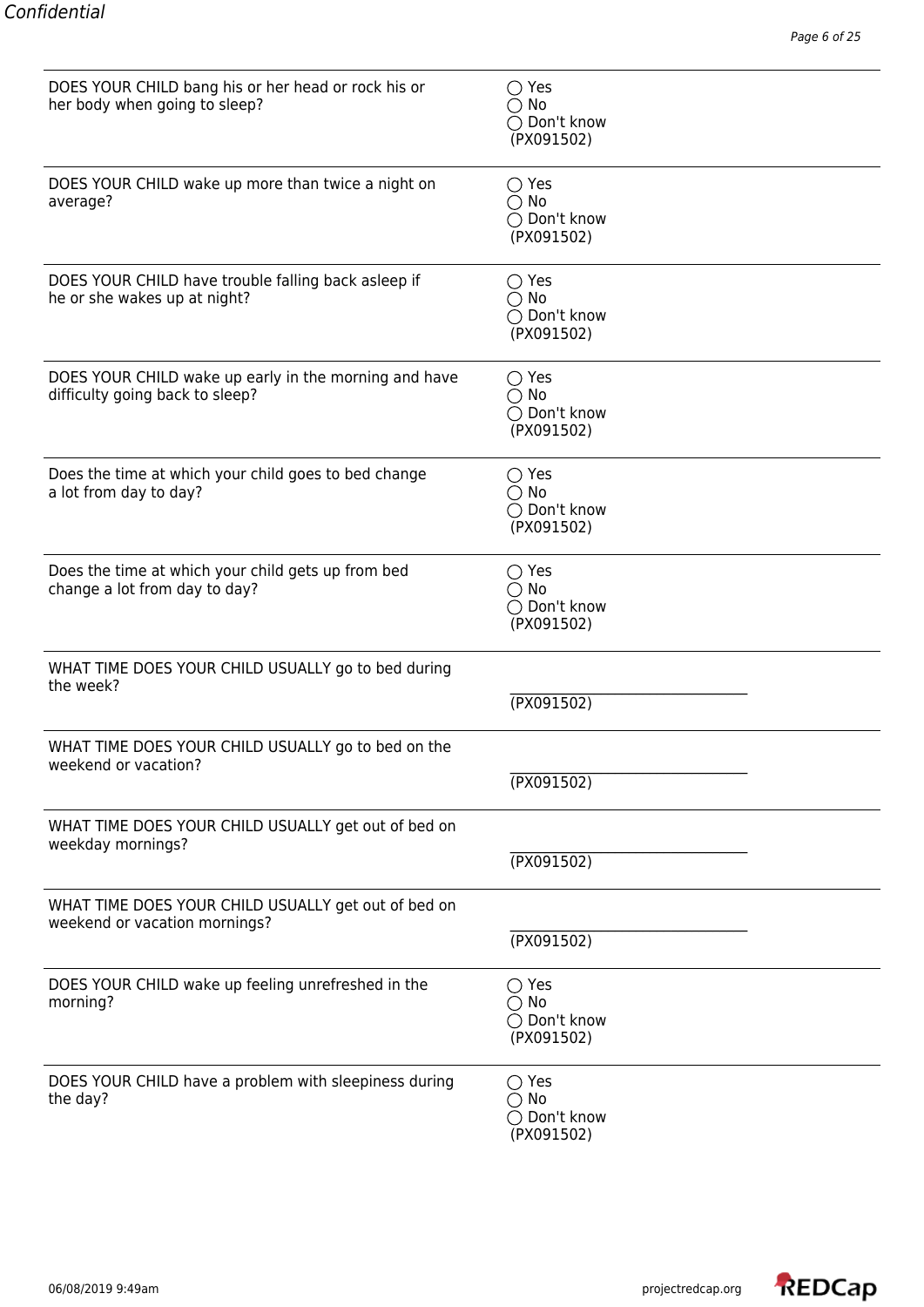| | |
|---|---|
| DOES YOUR CHILD bang his or her head or rock his or her body when going to sleep? | ◯ Yes<br>◯ No<br>◯ Don't know<br>(PX091502) |
| DOES YOUR CHILD wake up more than twice a night on average? | ◯ Yes<br>◯ No<br>◯ Don't know<br>(PX091502) |
| DOES YOUR CHILD have trouble falling back asleep if he or she wakes up at night? | ◯ Yes<br>◯ No<br>◯ Don't know<br>(PX091502) |
| DOES YOUR CHILD wake up early in the morning and have difficulty going back to sleep? | ◯ Yes<br>◯ No<br>◯ Don't know<br>(PX091502) |
| Does the time at which your child goes to bed change a lot from day to day? | ◯ Yes<br>◯ No<br>◯ Don't know<br>(PX091502) |
| Does the time at which your child gets up from bed change a lot from day to day? | ◯ Yes<br>◯ No<br>◯ Don't know<br>(PX091502) |
| WHAT TIME DOES YOUR CHILD USUALLY go to bed during the week? | ______________________________<br>(PX091502) |
| WHAT TIME DOES YOUR CHILD USUALLY go to bed on the weekend or vacation? | ______________________________<br>(PX091502) |
| WHAT TIME DOES YOUR CHILD USUALLY get out of bed on weekday mornings? | ______________________________<br>(PX091502) |
| WHAT TIME DOES YOUR CHILD USUALLY get out of bed on weekend or vacation mornings? | ______________________________<br>(PX091502) |
| DOES YOUR CHILD wake up feeling unrefreshed in the morning? | ◯ Yes<br>◯ No<br>◯ Don't know<br>(PX091502) |
| DOES YOUR CHILD have a problem with sleepiness during the day? | ◯ Yes<br>◯ No<br>◯ Don't know<br>(PX091502) |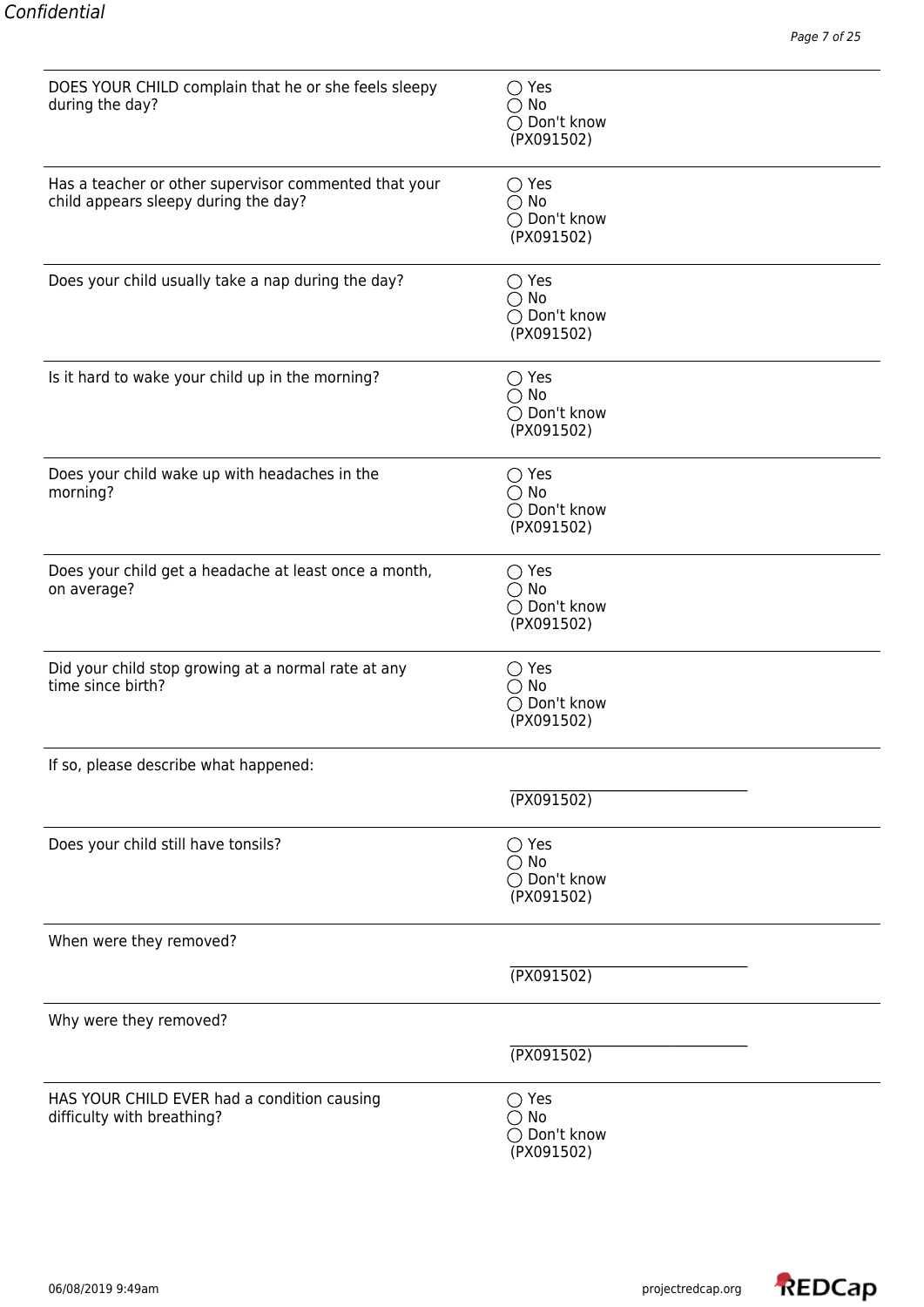| Question | Response |
|---|---|
| DOES YOUR CHILD complain that he or she feels sleepy during the day? | ◯ Yes<br>◯ No<br>◯ Don't know<br>(PX091502) |
| Has a teacher or other supervisor commented that your child appears sleepy during the day? | ◯ Yes<br>◯ No<br>◯ Don't know<br>(PX091502) |
| Does your child usually take a nap during the day? | ◯ Yes<br>◯ No<br>◯ Don't know<br>(PX091502) |
| Is it hard to wake your child up in the morning? | ◯ Yes<br>◯ No<br>◯ Don't know<br>(PX091502) |
| Does your child wake up with headaches in the morning? | ◯ Yes<br>◯ No<br>◯ Don't know<br>(PX091502) |
| Does your child get a headache at least once a month, on average? | ◯ Yes<br>◯ No<br>◯ Don't know<br>(PX091502) |
| Did your child stop growing at a normal rate at any time since birth? | ◯ Yes<br>◯ No<br>◯ Don't know<br>(PX091502) |
| If so, please describe what happened: | ______________________________<br>(PX091502) |
| Does your child still have tonsils? | ◯ Yes<br>◯ No<br>◯ Don't know<br>(PX091502) |
| When were they removed? | ______________________________<br>(PX091502) |
| Why were they removed? | ______________________________<br>(PX091502) |
| HAS YOUR CHILD EVER had a condition causing difficulty with breathing? | ◯ Yes<br>◯ No<br>◯ Don't know<br>(PX091502) |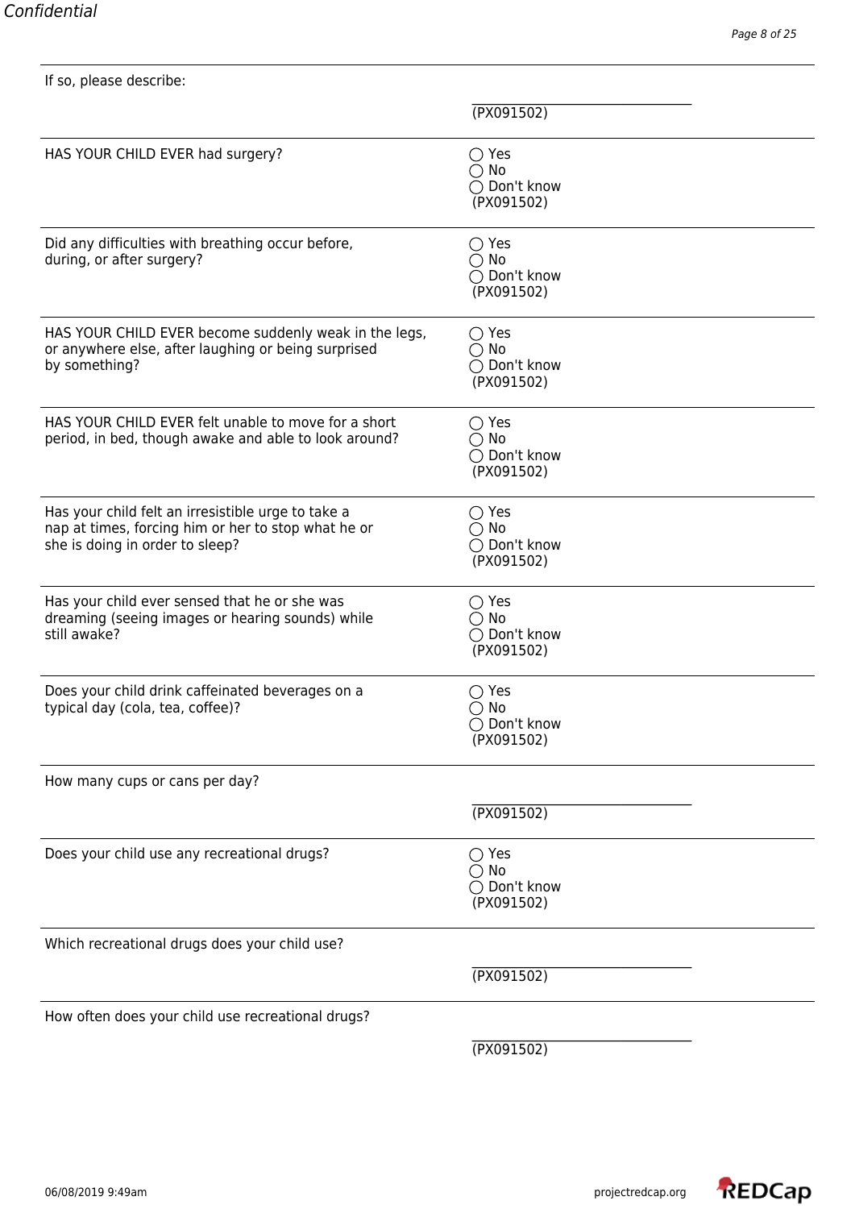| | |
|---|---|
| If so, please describe: | \_\_\_\_\_\_\_\_\_\_\_\_\_\_\_\_\_\_\_\_\_\_\_\_\_\_\_\_\_\_ (PX091502) |
| HAS YOUR CHILD EVER had surgery? | ◯ Yes ◯ No ◯ Don't know (PX091502) |
| Did any difficulties with breathing occur before, during, or after surgery? | ◯ Yes ◯ No ◯ Don't know (PX091502) |
| HAS YOUR CHILD EVER become suddenly weak in the legs, or anywhere else, after laughing or being surprised by something? | ◯ Yes ◯ No ◯ Don't know (PX091502) |
| HAS YOUR CHILD EVER felt unable to move for a short period, in bed, though awake and able to look around? | ◯ Yes ◯ No ◯ Don't know (PX091502) |
| Has your child felt an irresistible urge to take a nap at times, forcing him or her to stop what he or she is doing in order to sleep? | ◯ Yes ◯ No ◯ Don't know (PX091502) |
| Has your child ever sensed that he or she was dreaming (seeing images or hearing sounds) while still awake? | ◯ Yes ◯ No ◯ Don't know (PX091502) |
| Does your child drink caffeinated beverages on a typical day (cola, tea, coffee)? | ◯ Yes ◯ No ◯ Don't know (PX091502) |
| How many cups or cans per day? | \_\_\_\_\_\_\_\_\_\_\_\_\_\_\_\_\_\_\_\_\_\_\_\_\_\_\_\_\_\_ (PX091502) |
| Does your child use any recreational drugs? | ◯ Yes ◯ No ◯ Don't know (PX091502) |
| Which recreational drugs does your child use? | \_\_\_\_\_\_\_\_\_\_\_\_\_\_\_\_\_\_\_\_\_\_\_\_\_\_\_\_\_\_ (PX091502) |
| How often does your child use recreational drugs? | \_\_\_\_\_\_\_\_\_\_\_\_\_\_\_\_\_\_\_\_\_\_\_\_\_\_\_\_\_\_ (PX091502) |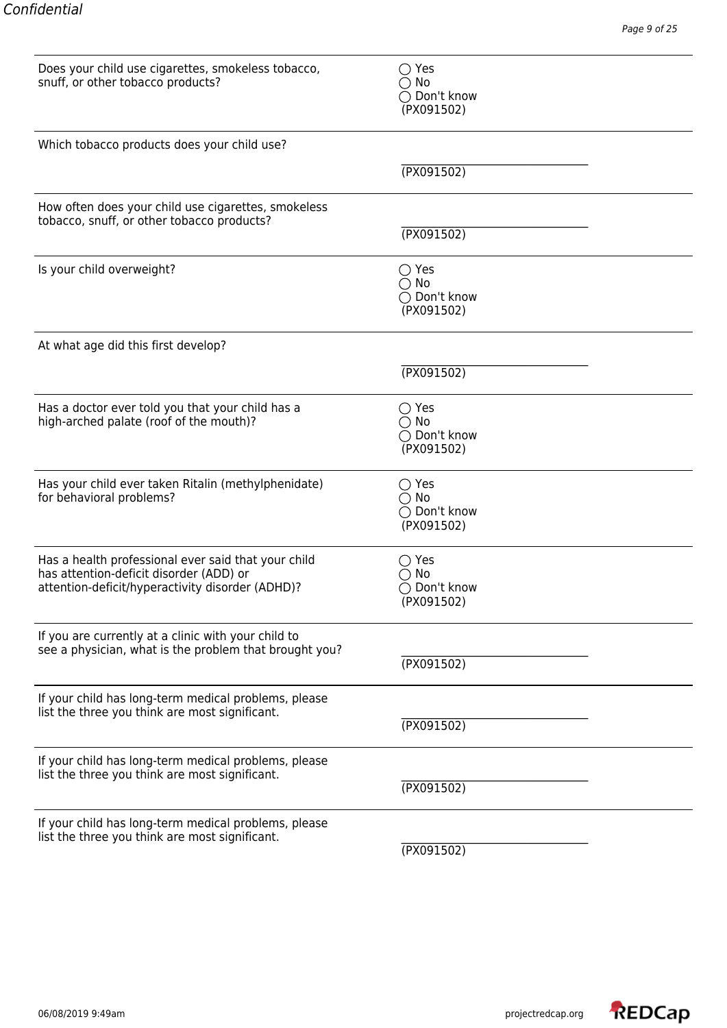Confidential

| Question | Response |
| --- | --- |
| Does your child use cigarettes, smokeless tobacco, snuff, or other tobacco products? | ◯ Yes<br>◯ No<br>◯ Don't know<br>(PX091502) |
| Which tobacco products does your child use? | \_\_\_\_\_\_\_\_\_\_\_\_\_\_\_\_\_\_\_\_\_\_\_\_\_\_\_\_\_\_\_\_\_\_<br>(PX091502) |
| How often does your child use cigarettes, smokeless tobacco, snuff, or other tobacco products? | \_\_\_\_\_\_\_\_\_\_\_\_\_\_\_\_\_\_\_\_\_\_\_\_\_\_\_\_\_\_\_\_\_\_<br>(PX091502) |
| Is your child overweight? | ◯ Yes<br>◯ No<br>◯ Don't know<br>(PX091502) |
| At what age did this first develop? | \_\_\_\_\_\_\_\_\_\_\_\_\_\_\_\_\_\_\_\_\_\_\_\_\_\_\_\_\_\_\_\_\_\_<br>(PX091502) |
| Has a doctor ever told you that your child has a high-arched palate (roof of the mouth)? | ◯ Yes<br>◯ No<br>◯ Don't know<br>(PX091502) |
| Has your child ever taken Ritalin (methylphenidate) for behavioral problems? | ◯ Yes<br>◯ No<br>◯ Don't know<br>(PX091502) |
| Has a health professional ever said that your child has attention-deficit disorder (ADD) or attention-deficit/hyperactivity disorder (ADHD)? | ◯ Yes<br>◯ No<br>◯ Don't know<br>(PX091502) |
| If you are currently at a clinic with your child to see a physician, what is the problem that brought you? | \_\_\_\_\_\_\_\_\_\_\_\_\_\_\_\_\_\_\_\_\_\_\_\_\_\_\_\_\_\_\_\_\_\_<br>(PX091502) |
| If your child has long-term medical problems, please list the three you think are most significant. | \_\_\_\_\_\_\_\_\_\_\_\_\_\_\_\_\_\_\_\_\_\_\_\_\_\_\_\_\_\_\_\_\_\_<br>(PX091502) |
| If your child has long-term medical problems, please list the three you think are most significant. | \_\_\_\_\_\_\_\_\_\_\_\_\_\_\_\_\_\_\_\_\_\_\_\_\_\_\_\_\_\_\_\_\_\_<br>(PX091502) |
| If your child has long-term medical problems, please list the three you think are most significant. | \_\_\_\_\_\_\_\_\_\_\_\_\_\_\_\_\_\_\_\_\_\_\_\_\_\_\_\_\_\_\_\_\_\_<br>(PX091502) |

06/08/2019 9:49am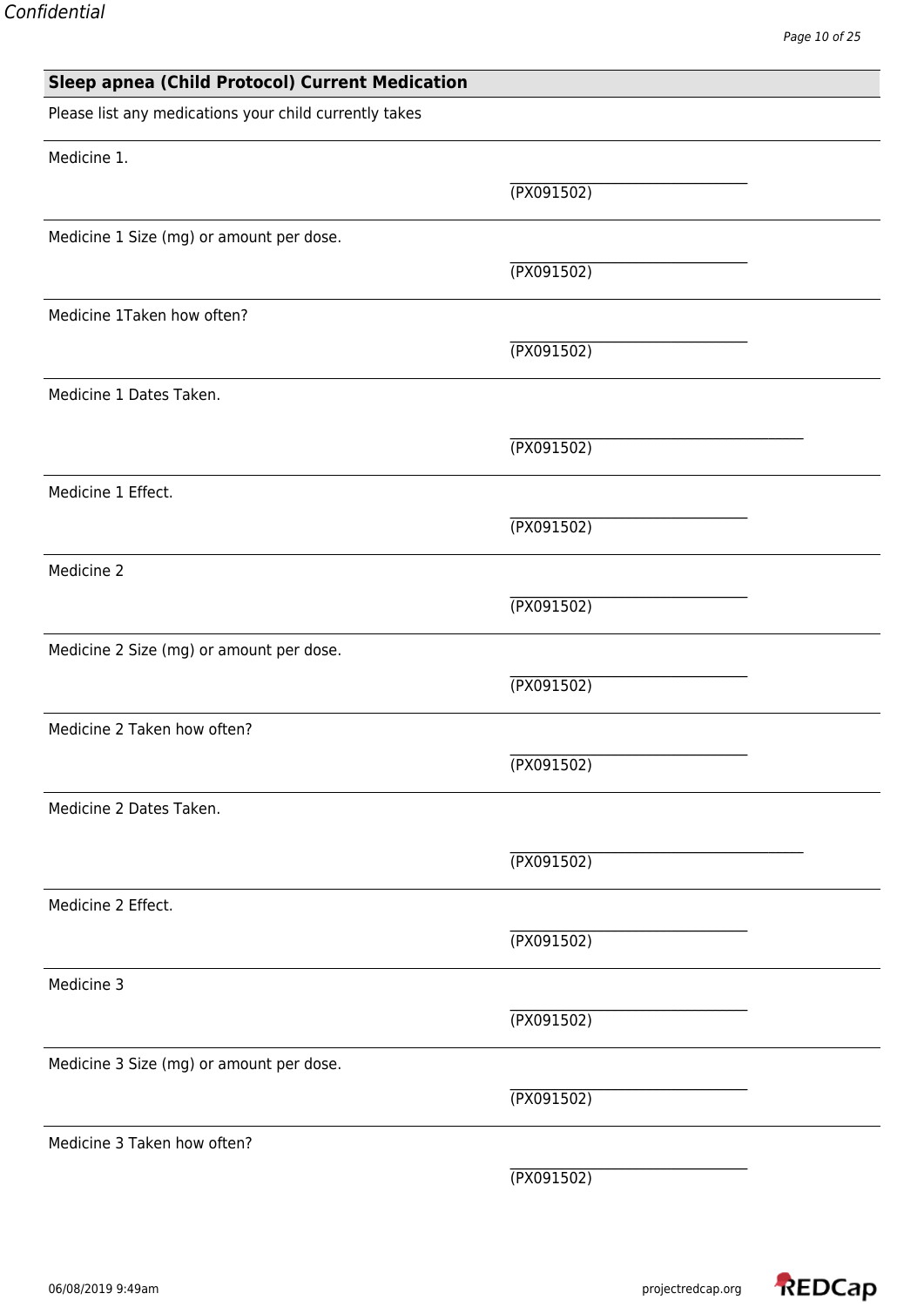## Sleep apnea (Child Protocol) Current Medication

Please list any medications your child currently takes

Medicine 1.

\_\_\_\_\_\_\_\_\_\_\_\_\_\_\_\_\_\_\_\_\_\_\_\_\_\_\_\_\_\_\_\_\_\_
(PX091502)

Medicine 1 Size (mg) or amount per dose.

\_\_\_\_\_\_\_\_\_\_\_\_\_\_\_\_\_\_\_\_\_\_\_\_\_\_\_\_\_\_\_\_\_\_
(PX091502)

Medicine 1Taken how often?

\_\_\_\_\_\_\_\_\_\_\_\_\_\_\_\_\_\_\_\_\_\_\_\_\_\_\_\_\_\_\_\_\_\_
(PX091502)

Medicine 1 Dates Taken.

\_\_\_\_\_\_\_\_\_\_\_\_\_\_\_\_\_\_\_\_\_\_\_\_\_\_\_\_\_\_\_\_\_\_\_\_\_\_\_\_\_\_
(PX091502)

Medicine 1 Effect.

\_\_\_\_\_\_\_\_\_\_\_\_\_\_\_\_\_\_\_\_\_\_\_\_\_\_\_\_\_\_\_\_\_\_
(PX091502)

Medicine 2

\_\_\_\_\_\_\_\_\_\_\_\_\_\_\_\_\_\_\_\_\_\_\_\_\_\_\_\_\_\_\_\_\_\_
(PX091502)

Medicine 2 Size (mg) or amount per dose.

\_\_\_\_\_\_\_\_\_\_\_\_\_\_\_\_\_\_\_\_\_\_\_\_\_\_\_\_\_\_\_\_\_\_
(PX091502)

Medicine 2 Taken how often?

\_\_\_\_\_\_\_\_\_\_\_\_\_\_\_\_\_\_\_\_\_\_\_\_\_\_\_\_\_\_\_\_\_\_
(PX091502)

Medicine 2 Dates Taken.

\_\_\_\_\_\_\_\_\_\_\_\_\_\_\_\_\_\_\_\_\_\_\_\_\_\_\_\_\_\_\_\_\_\_\_\_\_\_\_\_\_\_
(PX091502)

Medicine 2 Effect.

\_\_\_\_\_\_\_\_\_\_\_\_\_\_\_\_\_\_\_\_\_\_\_\_\_\_\_\_\_\_\_\_\_\_
(PX091502)

Medicine 3

\_\_\_\_\_\_\_\_\_\_\_\_\_\_\_\_\_\_\_\_\_\_\_\_\_\_\_\_\_\_\_\_\_\_
(PX091502)

Medicine 3 Size (mg) or amount per dose.

\_\_\_\_\_\_\_\_\_\_\_\_\_\_\_\_\_\_\_\_\_\_\_\_\_\_\_\_\_\_\_\_\_\_
(PX091502)

Medicine 3 Taken how often?

\_\_\_\_\_\_\_\_\_\_\_\_\_\_\_\_\_\_\_\_\_\_\_\_\_\_\_\_\_\_\_\_\_\_
(PX091502)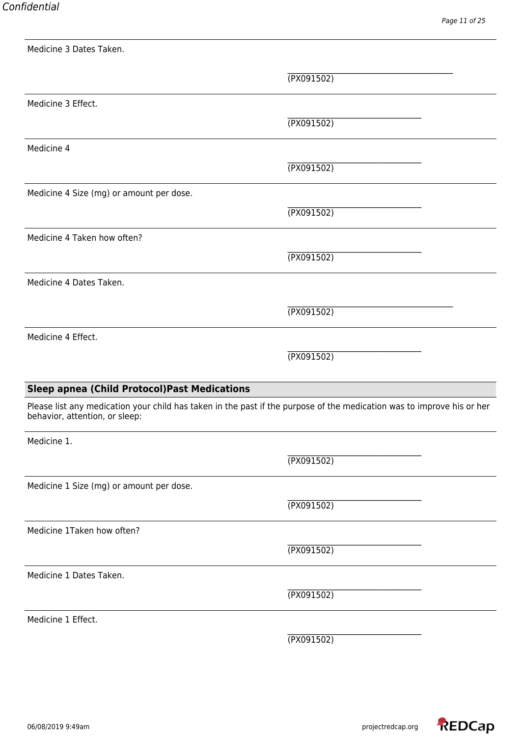Medicine 3 Dates Taken.

______________________________
(PX091502)

Medicine 3 Effect.

______________________________
(PX091502)

Medicine 4

______________________________
(PX091502)

Medicine 4 Size (mg) or amount per dose.

______________________________
(PX091502)

Medicine 4 Taken how often?

______________________________
(PX091502)

Medicine 4 Dates Taken.

______________________________
(PX091502)

Medicine 4 Effect.

______________________________
(PX091502)

## Sleep apnea (Child Protocol)Past Medications

Please list any medication your child has taken in the past if the purpose of the medication was to improve his or her behavior, attention, or sleep:

Medicine 1.

______________________________
(PX091502)

Medicine 1 Size (mg) or amount per dose.

______________________________
(PX091502)

Medicine 1Taken how often?

______________________________
(PX091502)

Medicine 1 Dates Taken.

______________________________
(PX091502)

Medicine 1 Effect.

______________________________
(PX091502)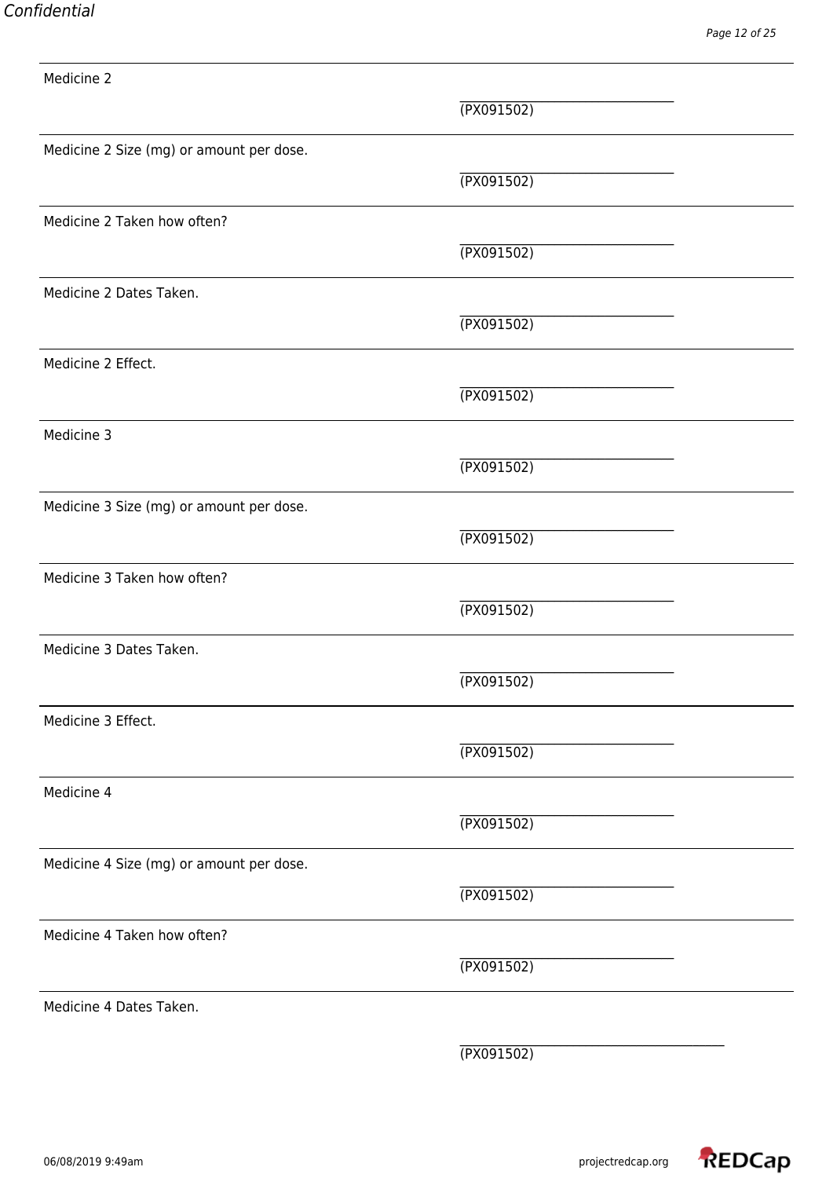| | |
|---|---|
| Medicine 2 | ______________________ (PX091502) |
| Medicine 2 Size (mg) or amount per dose. | ______________________ (PX091502) |
| Medicine 2 Taken how often? | ______________________ (PX091502) |
| Medicine 2 Dates Taken. | ______________________ (PX091502) |
| Medicine 2 Effect. | ______________________ (PX091502) |
| Medicine 3 | ______________________ (PX091502) |
| Medicine 3 Size (mg) or amount per dose. | ______________________ (PX091502) |
| Medicine 3 Taken how often? | ______________________ (PX091502) |
| Medicine 3 Dates Taken. | ______________________ (PX091502) |
| Medicine 3 Effect. | ______________________ (PX091502) |
| Medicine 4 | ______________________ (PX091502) |
| Medicine 4 Size (mg) or amount per dose. | ______________________ (PX091502) |
| Medicine 4 Taken how often? | ______________________ (PX091502) |
| Medicine 4 Dates Taken. | ______________________ (PX091502) |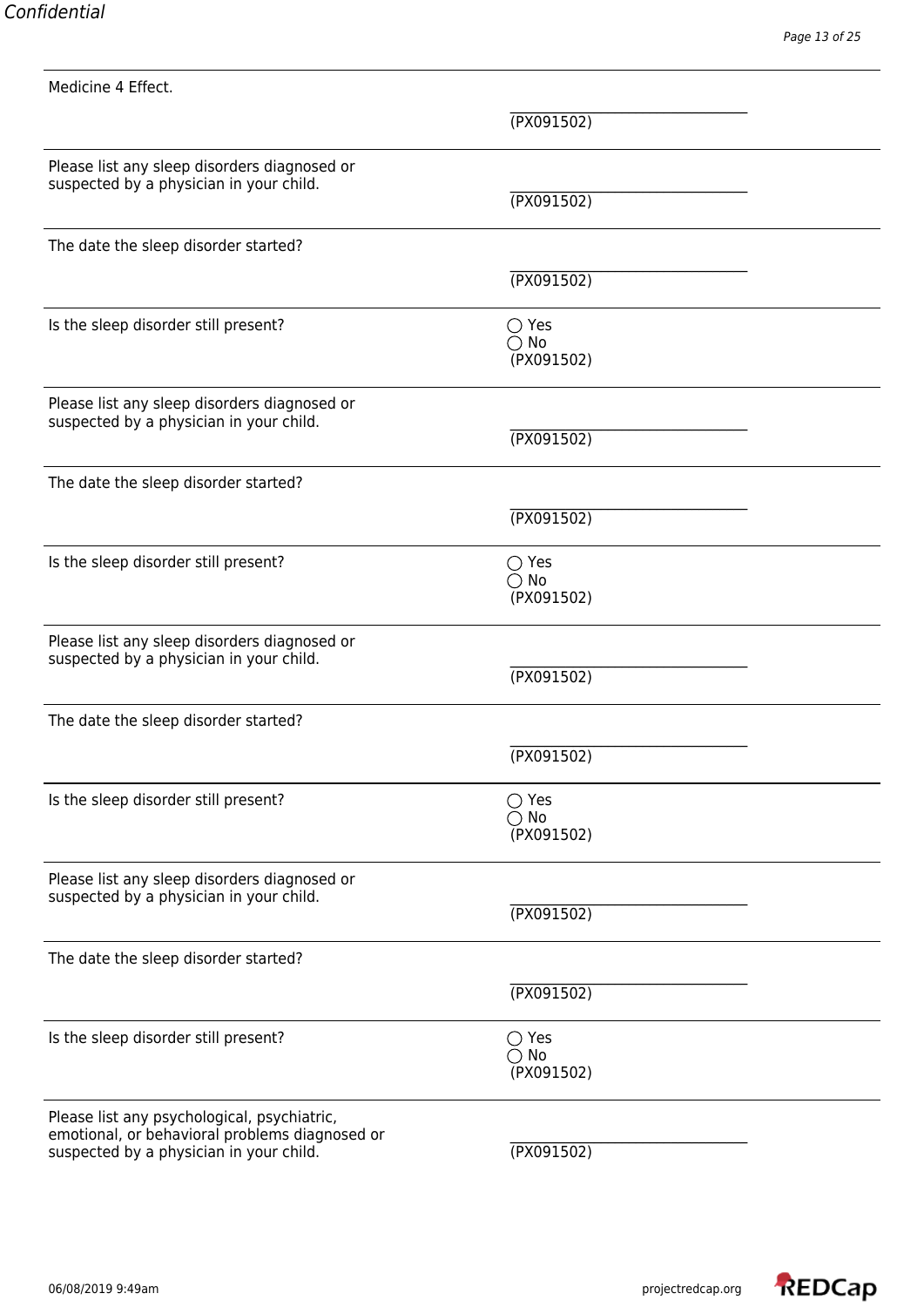| | |
|---|---|
| Medicine 4 Effect. | \_\_\_\_\_\_\_\_\_\_\_\_\_\_\_\_\_\_\_\_\_\_\_\_\_\_\_\_\_\_\_\_\_\_ (PX091502) |
| Please list any sleep disorders diagnosed or suspected by a physician in your child. | \_\_\_\_\_\_\_\_\_\_\_\_\_\_\_\_\_\_\_\_\_\_\_\_\_\_\_\_\_\_\_\_\_\_ (PX091502) |
| The date the sleep disorder started? | \_\_\_\_\_\_\_\_\_\_\_\_\_\_\_\_\_\_\_\_\_\_\_\_\_\_\_\_\_\_\_\_\_\_ (PX091502) |
| Is the sleep disorder still present? | ◯ Yes<br>◯ No<br>(PX091502) |
| Please list any sleep disorders diagnosed or suspected by a physician in your child. | \_\_\_\_\_\_\_\_\_\_\_\_\_\_\_\_\_\_\_\_\_\_\_\_\_\_\_\_\_\_\_\_\_\_ (PX091502) |
| The date the sleep disorder started? | \_\_\_\_\_\_\_\_\_\_\_\_\_\_\_\_\_\_\_\_\_\_\_\_\_\_\_\_\_\_\_\_\_\_ (PX091502) |
| Is the sleep disorder still present? | ◯ Yes<br>◯ No<br>(PX091502) |
| Please list any sleep disorders diagnosed or suspected by a physician in your child. | \_\_\_\_\_\_\_\_\_\_\_\_\_\_\_\_\_\_\_\_\_\_\_\_\_\_\_\_\_\_\_\_\_\_ (PX091502) |
| The date the sleep disorder started? | \_\_\_\_\_\_\_\_\_\_\_\_\_\_\_\_\_\_\_\_\_\_\_\_\_\_\_\_\_\_\_\_\_\_ (PX091502) |
| Is the sleep disorder still present? | ◯ Yes<br>◯ No<br>(PX091502) |
| Please list any sleep disorders diagnosed or suspected by a physician in your child. | \_\_\_\_\_\_\_\_\_\_\_\_\_\_\_\_\_\_\_\_\_\_\_\_\_\_\_\_\_\_\_\_\_\_ (PX091502) |
| The date the sleep disorder started? | \_\_\_\_\_\_\_\_\_\_\_\_\_\_\_\_\_\_\_\_\_\_\_\_\_\_\_\_\_\_\_\_\_\_ (PX091502) |
| Is the sleep disorder still present? | ◯ Yes<br>◯ No<br>(PX091502) |
| Please list any psychological, psychiatric, emotional, or behavioral problems diagnosed or suspected by a physician in your child. | \_\_\_\_\_\_\_\_\_\_\_\_\_\_\_\_\_\_\_\_\_\_\_\_\_\_\_\_\_\_\_\_\_\_ (PX091502) |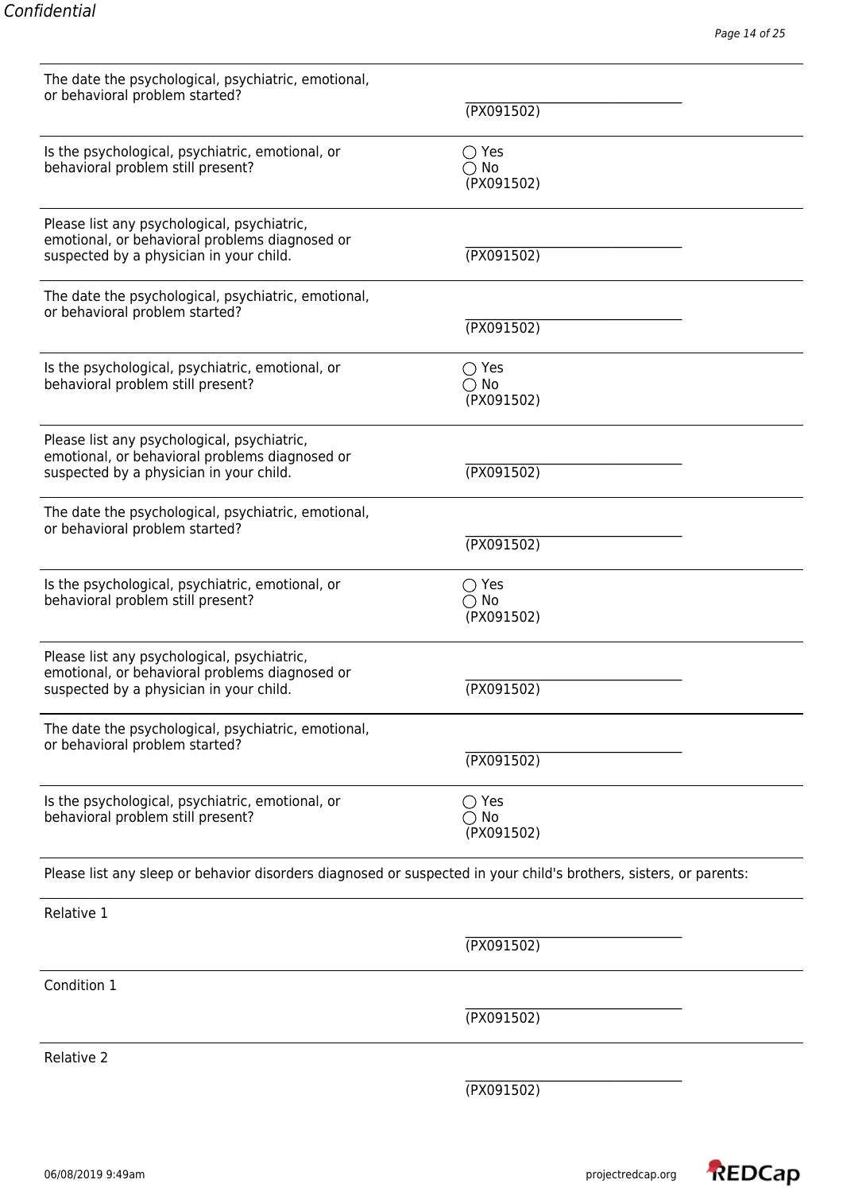The date the psychological, psychiatric, emotional, or behavioral problem started?

\_\_\_\_\_\_\_\_\_\_\_\_\_\_\_\_\_\_\_\_\_\_\_\_\_\_\_\_\_\_\_\_\_\_
(PX091502)

Is the psychological, psychiatric, emotional, or behavioral problem still present?

◯ Yes
◯ No
(PX091502)

Please list any psychological, psychiatric, emotional, or behavioral problems diagnosed or suspected by a physician in your child.

\_\_\_\_\_\_\_\_\_\_\_\_\_\_\_\_\_\_\_\_\_\_\_\_\_\_\_\_\_\_\_\_\_\_
(PX091502)

The date the psychological, psychiatric, emotional, or behavioral problem started?

\_\_\_\_\_\_\_\_\_\_\_\_\_\_\_\_\_\_\_\_\_\_\_\_\_\_\_\_\_\_\_\_\_\_
(PX091502)

Is the psychological, psychiatric, emotional, or behavioral problem still present?

◯ Yes
◯ No
(PX091502)

Please list any psychological, psychiatric, emotional, or behavioral problems diagnosed or suspected by a physician in your child.

\_\_\_\_\_\_\_\_\_\_\_\_\_\_\_\_\_\_\_\_\_\_\_\_\_\_\_\_\_\_\_\_\_\_
(PX091502)

The date the psychological, psychiatric, emotional, or behavioral problem started?

\_\_\_\_\_\_\_\_\_\_\_\_\_\_\_\_\_\_\_\_\_\_\_\_\_\_\_\_\_\_\_\_\_\_
(PX091502)

Is the psychological, psychiatric, emotional, or behavioral problem still present?

◯ Yes
◯ No
(PX091502)

Please list any psychological, psychiatric, emotional, or behavioral problems diagnosed or suspected by a physician in your child.

\_\_\_\_\_\_\_\_\_\_\_\_\_\_\_\_\_\_\_\_\_\_\_\_\_\_\_\_\_\_\_\_\_\_
(PX091502)

The date the psychological, psychiatric, emotional, or behavioral problem started?

\_\_\_\_\_\_\_\_\_\_\_\_\_\_\_\_\_\_\_\_\_\_\_\_\_\_\_\_\_\_\_\_\_\_
(PX091502)

Is the psychological, psychiatric, emotional, or behavioral problem still present?

◯ Yes
◯ No
(PX091502)

Please list any sleep or behavior disorders diagnosed or suspected in your child's brothers, sisters, or parents:

Relative 1

\_\_\_\_\_\_\_\_\_\_\_\_\_\_\_\_\_\_\_\_\_\_\_\_\_\_\_\_\_\_\_\_\_\_
(PX091502)

Condition 1

\_\_\_\_\_\_\_\_\_\_\_\_\_\_\_\_\_\_\_\_\_\_\_\_\_\_\_\_\_\_\_\_\_\_
(PX091502)

Relative 2

\_\_\_\_\_\_\_\_\_\_\_\_\_\_\_\_\_\_\_\_\_\_\_\_\_\_\_\_\_\_\_\_\_\_
(PX091502)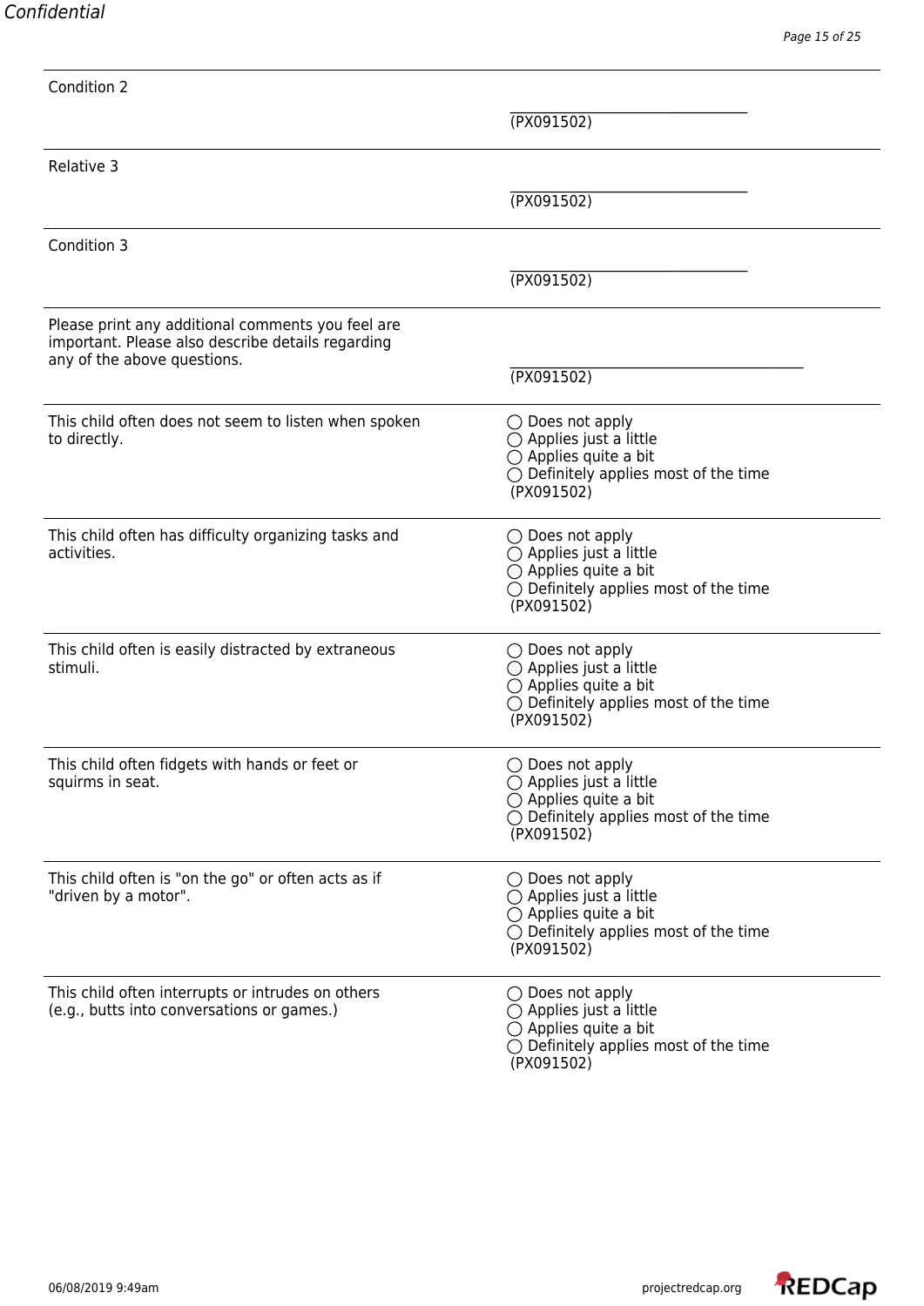Condition 2

\_\_\_\_\_\_\_\_\_\_\_\_\_\_\_\_\_\_\_\_\_\_\_\_\_\_\_\_\_\_\_\_\_\_
(PX091502)

---

Relative 3

\_\_\_\_\_\_\_\_\_\_\_\_\_\_\_\_\_\_\_\_\_\_\_\_\_\_\_\_\_\_\_\_\_\_
(PX091502)

---

Condition 3

\_\_\_\_\_\_\_\_\_\_\_\_\_\_\_\_\_\_\_\_\_\_\_\_\_\_\_\_\_\_\_\_\_\_
(PX091502)

---

Please print any additional comments you feel are important. Please also describe details regarding any of the above questions.

\_\_\_\_\_\_\_\_\_\_\_\_\_\_\_\_\_\_\_\_\_\_\_\_\_\_\_\_\_\_\_\_\_\_\_\_\_\_\_\_\_\_
(PX091502)

---

This child often does not seem to listen when spoken to directly.

- ◯ Does not apply
- ◯ Applies just a little
- ◯ Applies quite a bit
- ◯ Definitely applies most of the time

(PX091502)

---

This child often has difficulty organizing tasks and activities.

- ◯ Does not apply
- ◯ Applies just a little
- ◯ Applies quite a bit
- ◯ Definitely applies most of the time

(PX091502)

---

This child often is easily distracted by extraneous stimuli.

- ◯ Does not apply
- ◯ Applies just a little
- ◯ Applies quite a bit
- ◯ Definitely applies most of the time

(PX091502)

---

This child often fidgets with hands or feet or squirms in seat.

- ◯ Does not apply
- ◯ Applies just a little
- ◯ Applies quite a bit
- ◯ Definitely applies most of the time

(PX091502)

---

This child often is "on the go" or often acts as if "driven by a motor".

- ◯ Does not apply
- ◯ Applies just a little
- ◯ Applies quite a bit
- ◯ Definitely applies most of the time

(PX091502)

---

This child often interrupts or intrudes on others (e.g., butts into conversations or games.)

- ◯ Does not apply
- ◯ Applies just a little
- ◯ Applies quite a bit
- ◯ Definitely applies most of the time

(PX091502)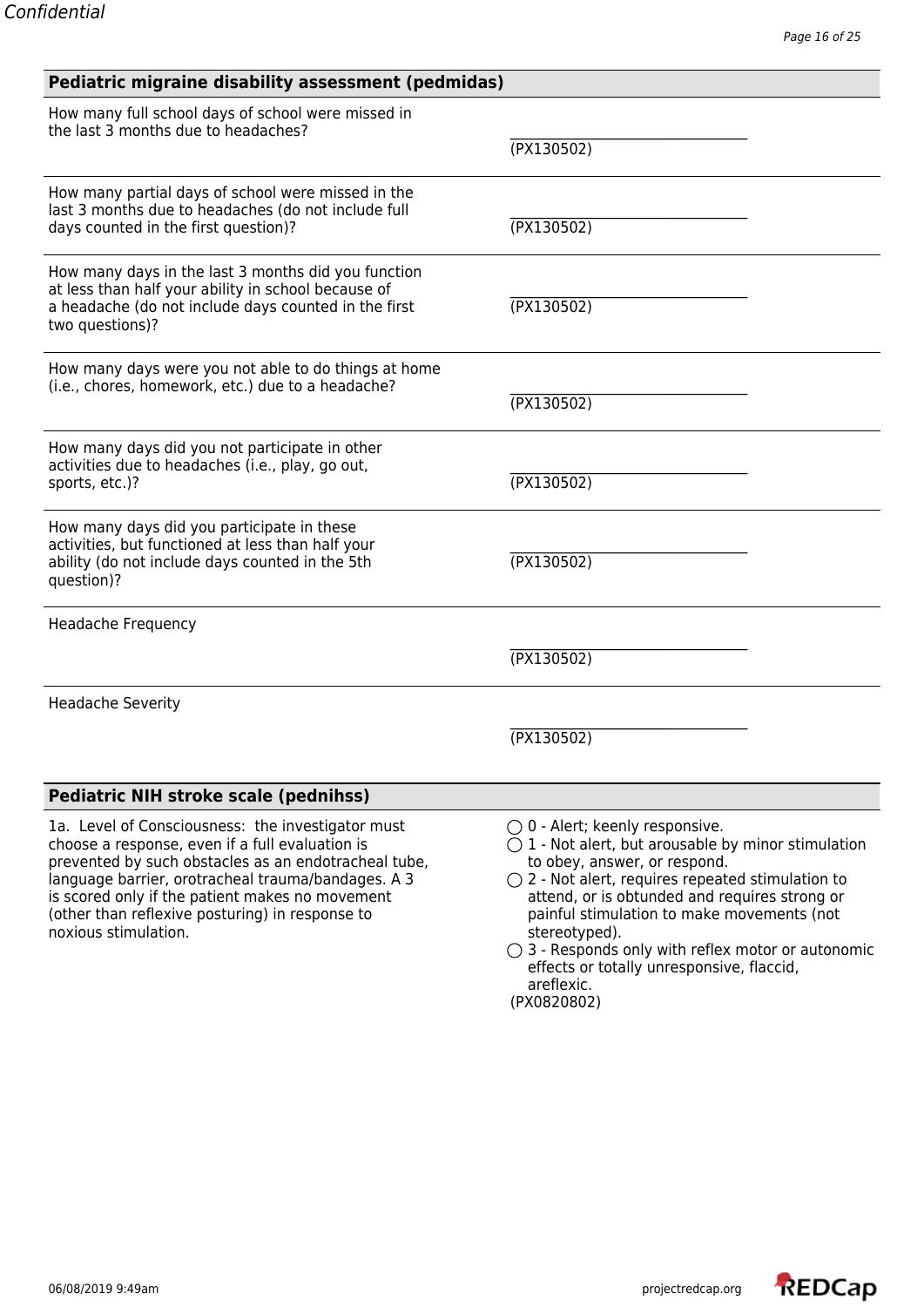## Pediatric migraine disability assessment (pedmidas)

| | |
|---|---|
| How many full school days of school were missed in the last 3 months due to headaches? | __________________________ (PX130502) |
| How many partial days of school were missed in the last 3 months due to headaches (do not include full days counted in the first question)? | __________________________ (PX130502) |
| How many days in the last 3 months did you function at less than half your ability in school because of a headache (do not include days counted in the first two questions)? | __________________________ (PX130502) |
| How many days were you not able to do things at home (i.e., chores, homework, etc.) due to a headache? | __________________________ (PX130502) |
| How many days did you not participate in other activities due to headaches (i.e., play, go out, sports, etc.)? | __________________________ (PX130502) |
| How many days did you participate in these activities, but functioned at less than half your ability (do not include days counted in the 5th question)? | __________________________ (PX130502) |
| Headache Frequency | __________________________ (PX130502) |
| Headache Severity | __________________________ (PX130502) |

## Pediatric NIH stroke scale (pednihss)

1a. Level of Consciousness: the investigator must choose a response, even if a full evaluation is prevented by such obstacles as an endotracheal tube, language barrier, orotracheal trauma/bandages. A 3 is scored only if the patient makes no movement (other than reflexive posturing) in response to noxious stimulation.

- ◯ 0 - Alert; keenly responsive.
- ◯ 1 - Not alert, but arousable by minor stimulation to obey, answer, or respond.
- ◯ 2 - Not alert, requires repeated stimulation to attend, or is obtunded and requires strong or painful stimulation to make movements (not stereotyped).
- ◯ 3 - Responds only with reflex motor or autonomic effects or totally unresponsive, flaccid, areflexic.

(PX0820802)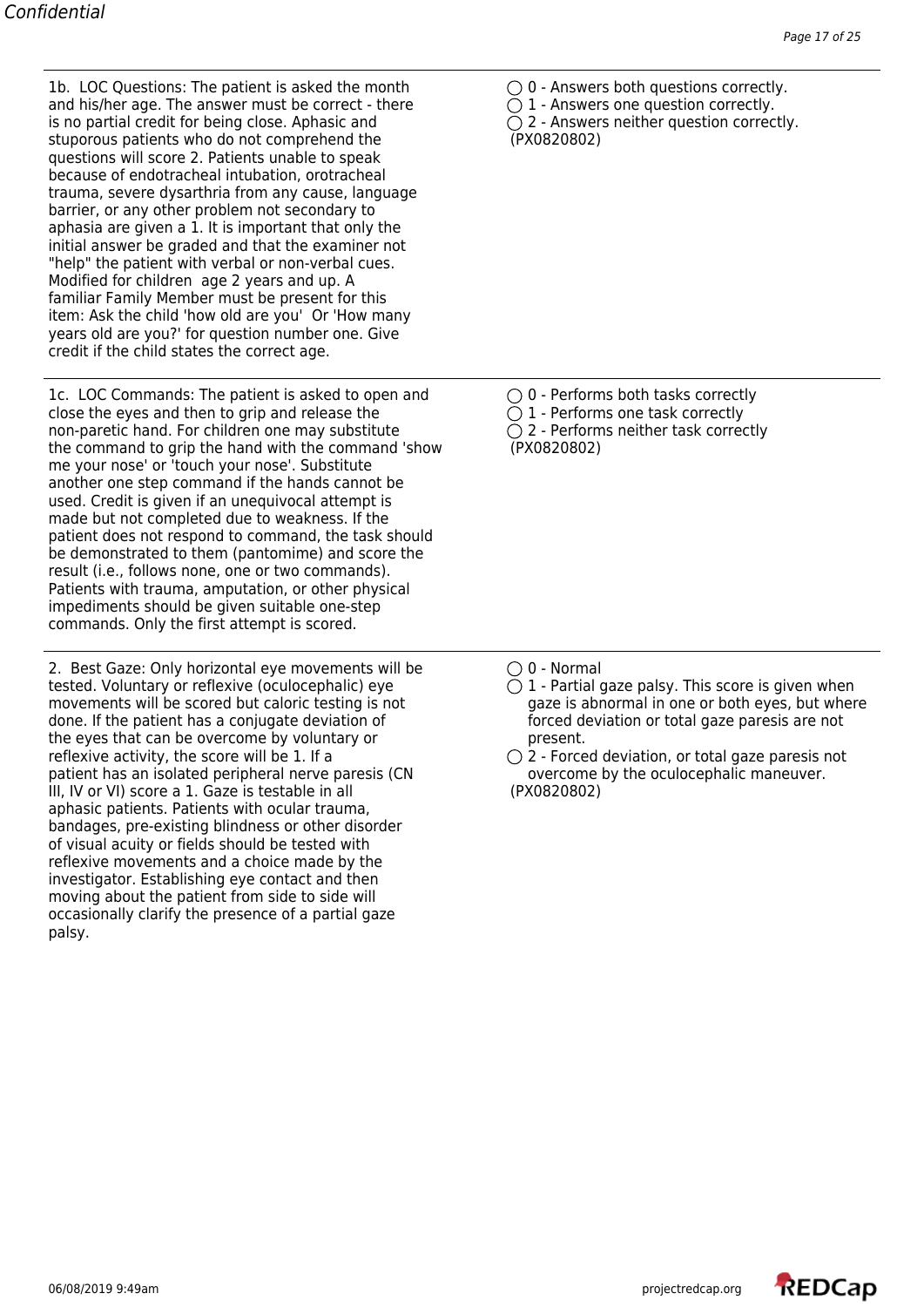1b. LOC Questions: The patient is asked the month and his/her age. The answer must be correct - there is no partial credit for being close. Aphasic and stuporous patients who do not comprehend the questions will score 2. Patients unable to speak because of endotracheal intubation, orotracheal trauma, severe dysarthria from any cause, language barrier, or any other problem not secondary to aphasia are given a 1. It is important that only the initial answer be graded and that the examiner not "help" the patient with verbal or non-verbal cues. Modified for children age 2 years and up. A familiar Family Member must be present for this item: Ask the child 'how old are you' Or 'How many years old are you?' for question number one. Give credit if the child states the correct age.

- ◯ 0 - Answers both questions correctly.
- ◯ 1 - Answers one question correctly.
- ◯ 2 - Answers neither question correctly.

(PX0820802)

---

1c. LOC Commands: The patient is asked to open and close the eyes and then to grip and release the non-paretic hand. For children one may substitute the command to grip the hand with the command 'show me your nose' or 'touch your nose'. Substitute another one step command if the hands cannot be used. Credit is given if an unequivocal attempt is made but not completed due to weakness. If the patient does not respond to command, the task should be demonstrated to them (pantomime) and score the result (i.e., follows none, one or two commands). Patients with trauma, amputation, or other physical impediments should be given suitable one-step commands. Only the first attempt is scored.

- ◯ 0 - Performs both tasks correctly
- ◯ 1 - Performs one task correctly
- ◯ 2 - Performs neither task correctly

(PX0820802)

---

2. Best Gaze: Only horizontal eye movements will be tested. Voluntary or reflexive (oculocephalic) eye movements will be scored but caloric testing is not done. If the patient has a conjugate deviation of the eyes that can be overcome by voluntary or reflexive activity, the score will be 1. If a patient has an isolated peripheral nerve paresis (CN III, IV or VI) score a 1. Gaze is testable in all aphasic patients. Patients with ocular trauma, bandages, pre-existing blindness or other disorder of visual acuity or fields should be tested with reflexive movements and a choice made by the investigator. Establishing eye contact and then moving about the patient from side to side will occasionally clarify the presence of a partial gaze palsy.

- ◯ 0 - Normal
- ◯ 1 - Partial gaze palsy. This score is given when gaze is abnormal in one or both eyes, but where forced deviation or total gaze paresis are not present.
- ◯ 2 - Forced deviation, or total gaze paresis not overcome by the oculocephalic maneuver.

(PX0820802)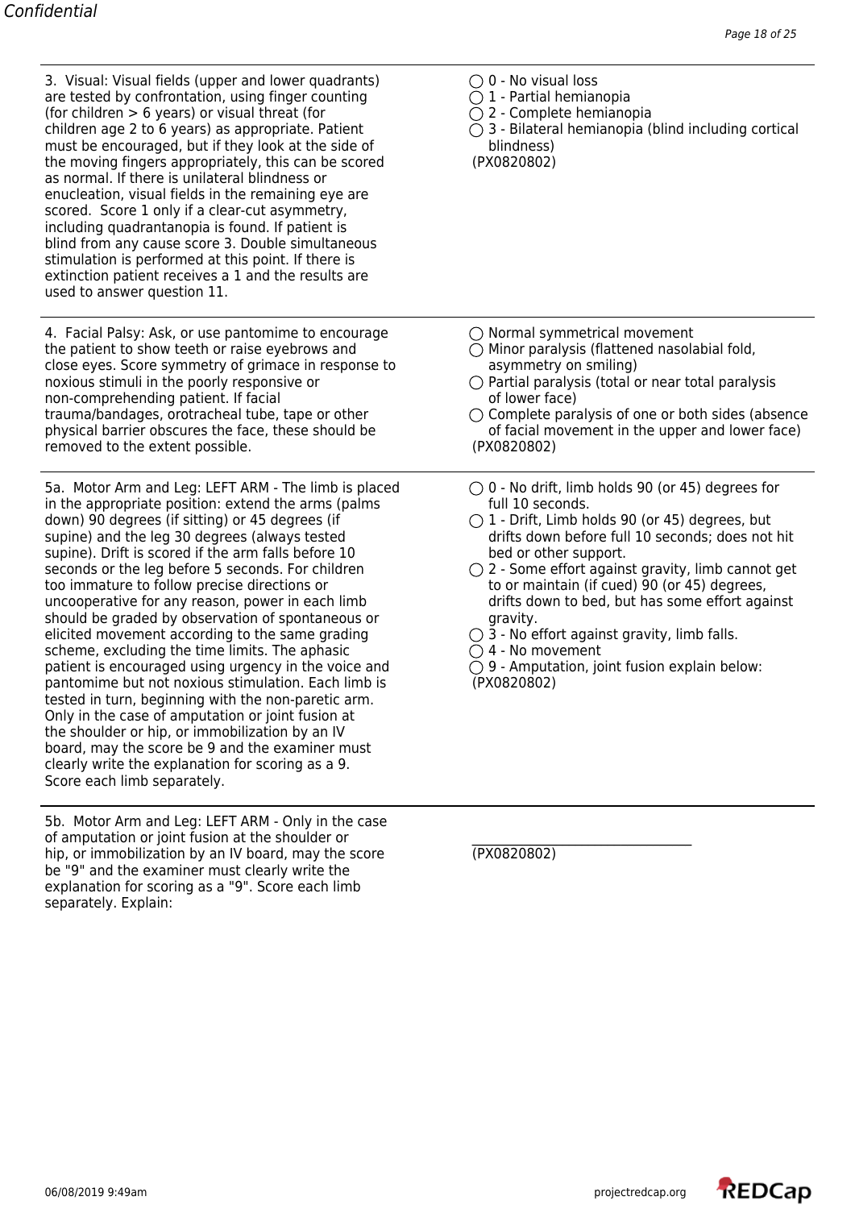| Question | Response |
|---|---|
| 3. Visual: Visual fields (upper and lower quadrants) are tested by confrontation, using finger counting (for children > 6 years) or visual threat (for children age 2 to 6 years) as appropriate. Patient must be encouraged, but if they look at the side of the moving fingers appropriately, this can be scored as normal. If there is unilateral blindness or enucleation, visual fields in the remaining eye are scored. Score 1 only if a clear-cut asymmetry, including quadrantanopia is found. If patient is blind from any cause score 3. Double simultaneous stimulation is performed at this point. If there is extinction patient receives a 1 and the results are used to answer question 11. | ◯ 0 - No visual loss<br>◯ 1 - Partial hemianopia<br>◯ 2 - Complete hemianopia<br>◯ 3 - Bilateral hemianopia (blind including cortical blindness)<br>(PX0820802) |
| 4. Facial Palsy: Ask, or use pantomime to encourage the patient to show teeth or raise eyebrows and close eyes. Score symmetry of grimace in response to noxious stimuli in the poorly responsive or non-comprehending patient. If facial trauma/bandages, orotracheal tube, tape or other physical barrier obscures the face, these should be removed to the extent possible. | ◯ Normal symmetrical movement<br>◯ Minor paralysis (flattened nasolabial fold, asymmetry on smiling)<br>◯ Partial paralysis (total or near total paralysis of lower face)<br>◯ Complete paralysis of one or both sides (absence of facial movement in the upper and lower face)<br>(PX0820802) |
| 5a. Motor Arm and Leg: LEFT ARM - The limb is placed in the appropriate position: extend the arms (palms down) 90 degrees (if sitting) or 45 degrees (if supine) and the leg 30 degrees (always tested supine). Drift is scored if the arm falls before 10 seconds or the leg before 5 seconds. For children too immature to follow precise directions or uncooperative for any reason, power in each limb should be graded by observation of spontaneous or elicited movement according to the same grading scheme, excluding the time limits. The aphasic patient is encouraged using urgency in the voice and pantomime but not noxious stimulation. Each limb is tested in turn, beginning with the non-paretic arm. Only in the case of amputation or joint fusion at the shoulder or hip, or immobilization by an IV board, may the score be 9 and the examiner must clearly write the explanation for scoring as a 9. Score each limb separately. | ◯ 0 - No drift, limb holds 90 (or 45) degrees for full 10 seconds.<br>◯ 1 - Drift, Limb holds 90 (or 45) degrees, but drifts down before full 10 seconds; does not hit bed or other support.<br>◯ 2 - Some effort against gravity, limb cannot get to or maintain (if cued) 90 (or 45) degrees, drifts down to bed, but has some effort against gravity.<br>◯ 3 - No effort against gravity, limb falls.<br>◯ 4 - No movement<br>◯ 9 - Amputation, joint fusion explain below:<br>(PX0820802) |
| 5b. Motor Arm and Leg: LEFT ARM - Only in the case of amputation or joint fusion at the shoulder or hip, or immobilization by an IV board, may the score be "9" and the examiner must clearly write the explanation for scoring as a "9". Score each limb separately. Explain: | \_\_\_\_\_\_\_\_\_\_\_\_\_\_\_\_\_\_\_\_\_\_\_\_\_\_\_\_\_\_\_\_<br>(PX0820802) |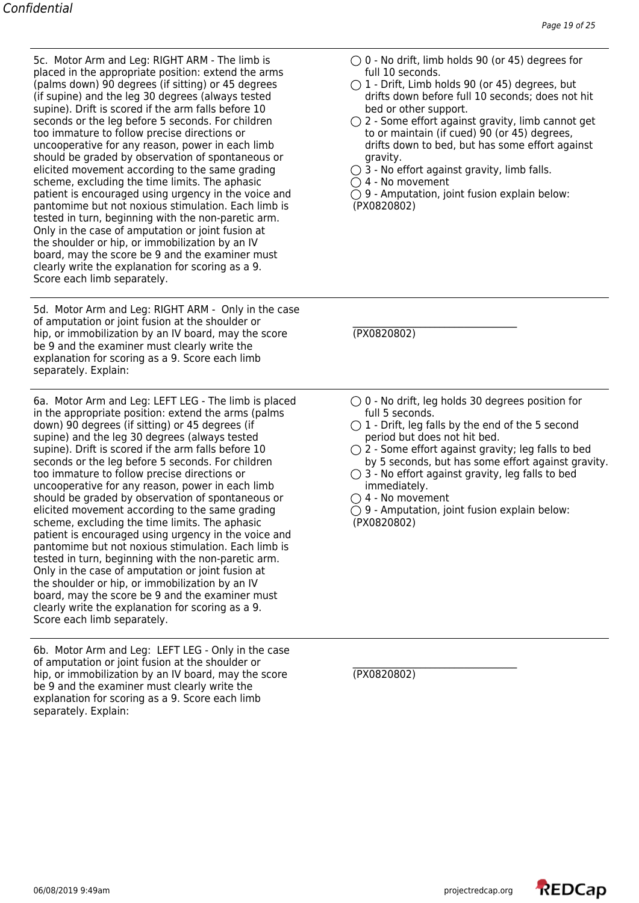5c. Motor Arm and Leg: RIGHT ARM - The limb is placed in the appropriate position: extend the arms (palms down) 90 degrees (if sitting) or 45 degrees (if supine) and the leg 30 degrees (always tested supine). Drift is scored if the arm falls before 10 seconds or the leg before 5 seconds. For children too immature to follow precise directions or uncooperative for any reason, power in each limb should be graded by observation of spontaneous or elicited movement according to the same grading scheme, excluding the time limits. The aphasic patient is encouraged using urgency in the voice and pantomime but not noxious stimulation. Each limb is tested in turn, beginning with the non-paretic arm. Only in the case of amputation or joint fusion at the shoulder or hip, or immobilization by an IV board, may the score be 9 and the examiner must clearly write the explanation for scoring as a 9. Score each limb separately.

- ○ 0 - No drift, limb holds 90 (or 45) degrees for full 10 seconds.
- ○ 1 - Drift, Limb holds 90 (or 45) degrees, but drifts down before full 10 seconds; does not hit bed or other support.
- ○ 2 - Some effort against gravity, limb cannot get to or maintain (if cued) 90 (or 45) degrees, drifts down to bed, but has some effort against gravity.
- ○ 3 - No effort against gravity, limb falls.
- ○ 4 - No movement
- ○ 9 - Amputation, joint fusion explain below:

(PX0820802)

---

5d. Motor Arm and Leg: RIGHT ARM - Only in the case of amputation or joint fusion at the shoulder or hip, or immobilization by an IV board, may the score be 9 and the examiner must clearly write the explanation for scoring as a 9. Score each limb separately. Explain:

\_\_\_\_\_\_\_\_\_\_\_\_\_\_\_\_\_\_\_\_\_\_\_\_\_\_\_\_\_\_\_\_\_\_
(PX0820802)

---

6a. Motor Arm and Leg: LEFT LEG - The limb is placed in the appropriate position: extend the arms (palms down) 90 degrees (if sitting) or 45 degrees (if supine) and the leg 30 degrees (always tested supine). Drift is scored if the arm falls before 10 seconds or the leg before 5 seconds. For children too immature to follow precise directions or uncooperative for any reason, power in each limb should be graded by observation of spontaneous or elicited movement according to the same grading scheme, excluding the time limits. The aphasic patient is encouraged using urgency in the voice and pantomime but not noxious stimulation. Each limb is tested in turn, beginning with the non-paretic arm. Only in the case of amputation or joint fusion at the shoulder or hip, or immobilization by an IV board, may the score be 9 and the examiner must clearly write the explanation for scoring as a 9. Score each limb separately.

- ○ 0 - No drift, leg holds 30 degrees position for full 5 seconds.
- ○ 1 - Drift, leg falls by the end of the 5 second period but does not hit bed.
- ○ 2 - Some effort against gravity; leg falls to bed by 5 seconds, but has some effort against gravity.
- ○ 3 - No effort against gravity, leg falls to bed immediately.
- ○ 4 - No movement
- ○ 9 - Amputation, joint fusion explain below:

(PX0820802)

---

6b. Motor Arm and Leg: LEFT LEG - Only in the case of amputation or joint fusion at the shoulder or hip, or immobilization by an IV board, may the score be 9 and the examiner must clearly write the explanation for scoring as a 9. Score each limb separately. Explain:

\_\_\_\_\_\_\_\_\_\_\_\_\_\_\_\_\_\_\_\_\_\_\_\_\_\_\_\_\_\_\_\_\_\_
(PX0820802)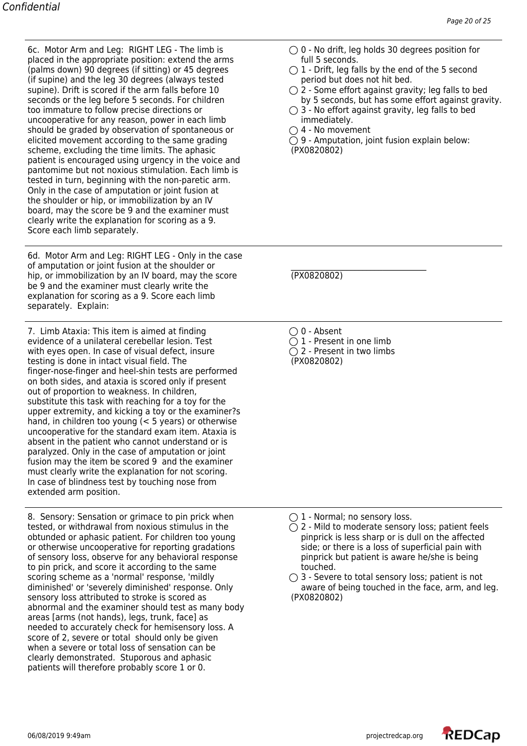6c. Motor Arm and Leg: RIGHT LEG - The limb is placed in the appropriate position: extend the arms (palms down) 90 degrees (if sitting) or 45 degrees (if supine) and the leg 30 degrees (always tested supine). Drift is scored if the arm falls before 10 seconds or the leg before 5 seconds. For children too immature to follow precise directions or uncooperative for any reason, power in each limb should be graded by observation of spontaneous or elicited movement according to the same grading scheme, excluding the time limits. The aphasic patient is encouraged using urgency in the voice and pantomime but not noxious stimulation. Each limb is tested in turn, beginning with the non-paretic arm. Only in the case of amputation or joint fusion at the shoulder or hip, or immobilization by an IV board, may the score be 9 and the examiner must clearly write the explanation for scoring as a 9. Score each limb separately.

- ◯ 0 - No drift, leg holds 30 degrees position for full 5 seconds.
- ◯ 1 - Drift, leg falls by the end of the 5 second period but does not hit bed.
- ◯ 2 - Some effort against gravity; leg falls to bed by 5 seconds, but has some effort against gravity.
- ◯ 3 - No effort against gravity, leg falls to bed immediately.
- ◯ 4 - No movement
- ◯ 9 - Amputation, joint fusion explain below:

(PX0820802)

---

6d. Motor Arm and Leg: RIGHT LEG - Only in the case of amputation or joint fusion at the shoulder or hip, or immobilization by an IV board, may the score be 9 and the examiner must clearly write the explanation for scoring as a 9. Score each limb separately. Explain:

________________________________

(PX0820802)

---

7. Limb Ataxia: This item is aimed at finding evidence of a unilateral cerebellar lesion. Test with eyes open. In case of visual defect, insure testing is done in intact visual field. The finger-nose-finger and heel-shin tests are performed on both sides, and ataxia is scored only if present out of proportion to weakness. In children, substitute this task with reaching for a toy for the upper extremity, and kicking a toy or the examiner?s hand, in children too young (< 5 years) or otherwise uncooperative for the standard exam item. Ataxia is absent in the patient who cannot understand or is paralyzed. Only in the case of amputation or joint fusion may the item be scored 9 and the examiner must clearly write the explanation for not scoring. In case of blindness test by touching nose from extended arm position.

- ◯ 0 - Absent
- ◯ 1 - Present in one limb
- ◯ 2 - Present in two limbs

(PX0820802)

---

8. Sensory: Sensation or grimace to pin prick when tested, or withdrawal from noxious stimulus in the obtunded or aphasic patient. For children too young or otherwise uncooperative for reporting gradations of sensory loss, observe for any behavioral response to pin prick, and score it according to the same scoring scheme as a 'normal' response, 'mildly diminished' or 'severely diminished' response. Only sensory loss attributed to stroke is scored as abnormal and the examiner should test as many body areas [arms (not hands), legs, trunk, face] as needed to accurately check for hemisensory loss. A score of 2, severe or total should only be given when a severe or total loss of sensation can be clearly demonstrated. Stuporous and aphasic patients will therefore probably score 1 or 0.

- ◯ 1 - Normal; no sensory loss.
- ◯ 2 - Mild to moderate sensory loss; patient feels pinprick is less sharp or is dull on the affected side; or there is a loss of superficial pain with pinprick but patient is aware he/she is being touched.
- ◯ 3 - Severe to total sensory loss; patient is not aware of being touched in the face, arm, and leg.

(PX0820802)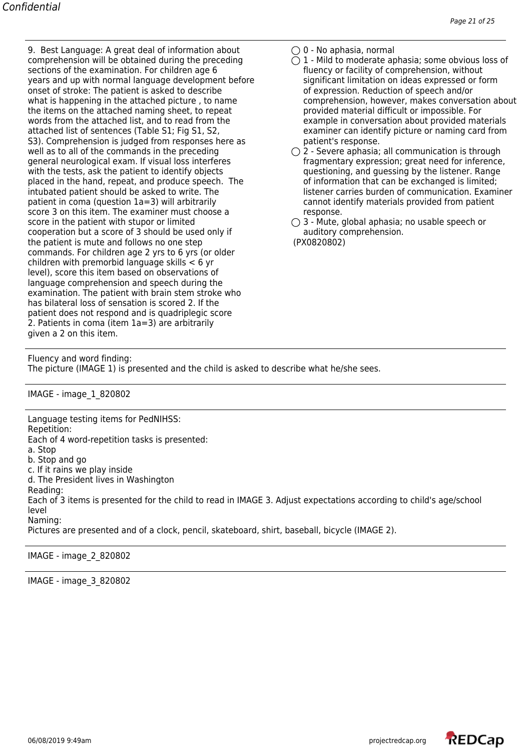9. Best Language: A great deal of information about comprehension will be obtained during the preceding sections of the examination. For children age 6 years and up with normal language development before onset of stroke: The patient is asked to describe what is happening in the attached picture , to name the items on the attached naming sheet, to repeat words from the attached list, and to read from the attached list of sentences (Table S1; Fig S1, S2, S3). Comprehension is judged from responses here as well as to all of the commands in the preceding general neurological exam. If visual loss interferes with the tests, ask the patient to identify objects placed in the hand, repeat, and produce speech. The intubated patient should be asked to write. The patient in coma (question 1a=3) will arbitrarily score 3 on this item. The examiner must choose a score in the patient with stupor or limited cooperation but a score of 3 should be used only if the patient is mute and follows no one step commands. For children age 2 yrs to 6 yrs (or older children with premorbid language skills < 6 yr level), score this item based on observations of language comprehension and speech during the examination. The patient with brain stem stroke who has bilateral loss of sensation is scored 2. If the patient does not respond and is quadriplegic score 2. Patients in coma (item 1a=3) are arbitrarily given a 2 on this item.

- ◯ 0 - No aphasia, normal
- ◯ 1 - Mild to moderate aphasia; some obvious loss of fluency or facility of comprehension, without significant limitation on ideas expressed or form of expression. Reduction of speech and/or comprehension, however, makes conversation about provided material difficult or impossible. For example in conversation about provided materials examiner can identify picture or naming card from patient's response.
- ◯ 2 - Severe aphasia; all communication is through fragmentary expression; great need for inference, questioning, and guessing by the listener. Range of information that can be exchanged is limited; listener carries burden of communication. Examiner cannot identify materials provided from patient response.
- ◯ 3 - Mute, global aphasia; no usable speech or auditory comprehension.

(PX0820802)

---

Fluency and word finding:
The picture (IMAGE 1) is presented and the child is asked to describe what he/she sees.

---

IMAGE - image_1_820802

---

Language testing items for PedNIHSS:
Repetition:
Each of 4 word-repetition tasks is presented:
a. Stop
b. Stop and go
c. If it rains we play inside
d. The President lives in Washington
Reading:
Each of 3 items is presented for the child to read in IMAGE 3. Adjust expectations according to child's age/school level
Naming:
Pictures are presented and of a clock, pencil, skateboard, shirt, baseball, bicycle (IMAGE 2).

---

IMAGE - image_2_820802

---

IMAGE - image_3_820802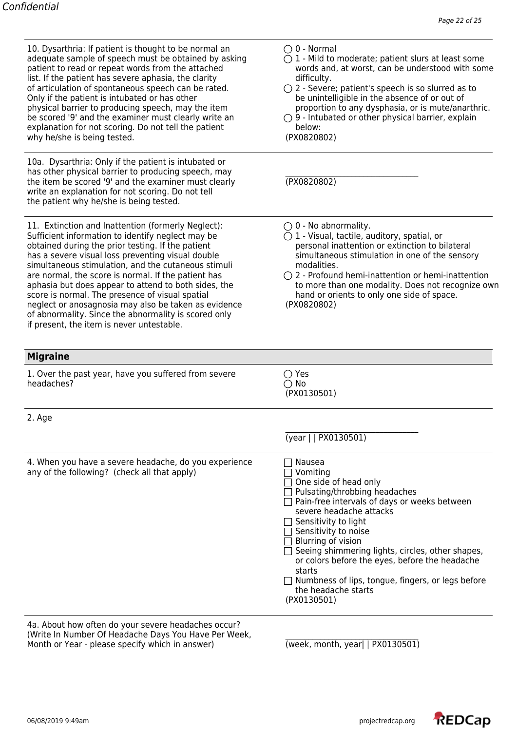10. Dysarthria: If patient is thought to be normal an adequate sample of speech must be obtained by asking patient to read or repeat words from the attached list. If the patient has severe aphasia, the clarity of articulation of spontaneous speech can be rated. Only if the patient is intubated or has other physical barrier to producing speech, may the item be scored '9' and the examiner must clearly write an explanation for not scoring. Do not tell the patient why he/she is being tested.

- ◯ 0 - Normal
- ◯ 1 - Mild to moderate; patient slurs at least some words and, at worst, can be understood with some difficulty.
- ◯ 2 - Severe; patient's speech is so slurred as to be unintelligible in the absence of or out of proportion to any dysphasia, or is mute/anarthric.
- ◯ 9 - Intubated or other physical barrier, explain below:

(PX0820802)

---

10a. Dysarthria: Only if the patient is intubated or has other physical barrier to producing speech, may the item be scored '9' and the examiner must clearly write an explanation for not scoring. Do not tell the patient why he/she is being tested.

________________________________
(PX0820802)

---

11. Extinction and Inattention (formerly Neglect): Sufficient information to identify neglect may be obtained during the prior testing. If the patient has a severe visual loss preventing visual double simultaneous stimulation, and the cutaneous stimuli are normal, the score is normal. If the patient has aphasia but does appear to attend to both sides, the score is normal. The presence of visual spatial neglect or anosagnosia may also be taken as evidence of abnormality. Since the abnormality is scored only if present, the item is never untestable.

- ◯ 0 - No abnormality.
- ◯ 1 - Visual, tactile, auditory, spatial, or personal inattention or extinction to bilateral simultaneous stimulation in one of the sensory modalities.
- ◯ 2 - Profound hemi-inattention or hemi-inattention to more than one modality. Does not recognize own hand or orients to only one side of space.

(PX0820802)

## Migraine

1. Over the past year, have you suffered from severe headaches?

- ◯ Yes
- ◯ No

(PX0130501)

---

2. Age

________________________________
(year | | PX0130501)

---

4. When you have a severe headache, do you experience any of the following? (check all that apply)

- ☐ Nausea
- ☐ Vomiting
- ☐ One side of head only
- ☐ Pulsating/throbbing headaches
- ☐ Pain-free intervals of days or weeks between severe headache attacks
- ☐ Sensitivity to light
- ☐ Sensitivity to noise
- ☐ Blurring of vision
- ☐ Seeing shimmering lights, circles, other shapes, or colors before the eyes, before the headache starts
- ☐ Numbness of lips, tongue, fingers, or legs before the headache starts

(PX0130501)

---

4a. About how often do your severe headaches occur? (Write In Number Of Headache Days You Have Per Week, Month or Year - please specify which in answer)

________________________________
(week, month, year| | PX0130501)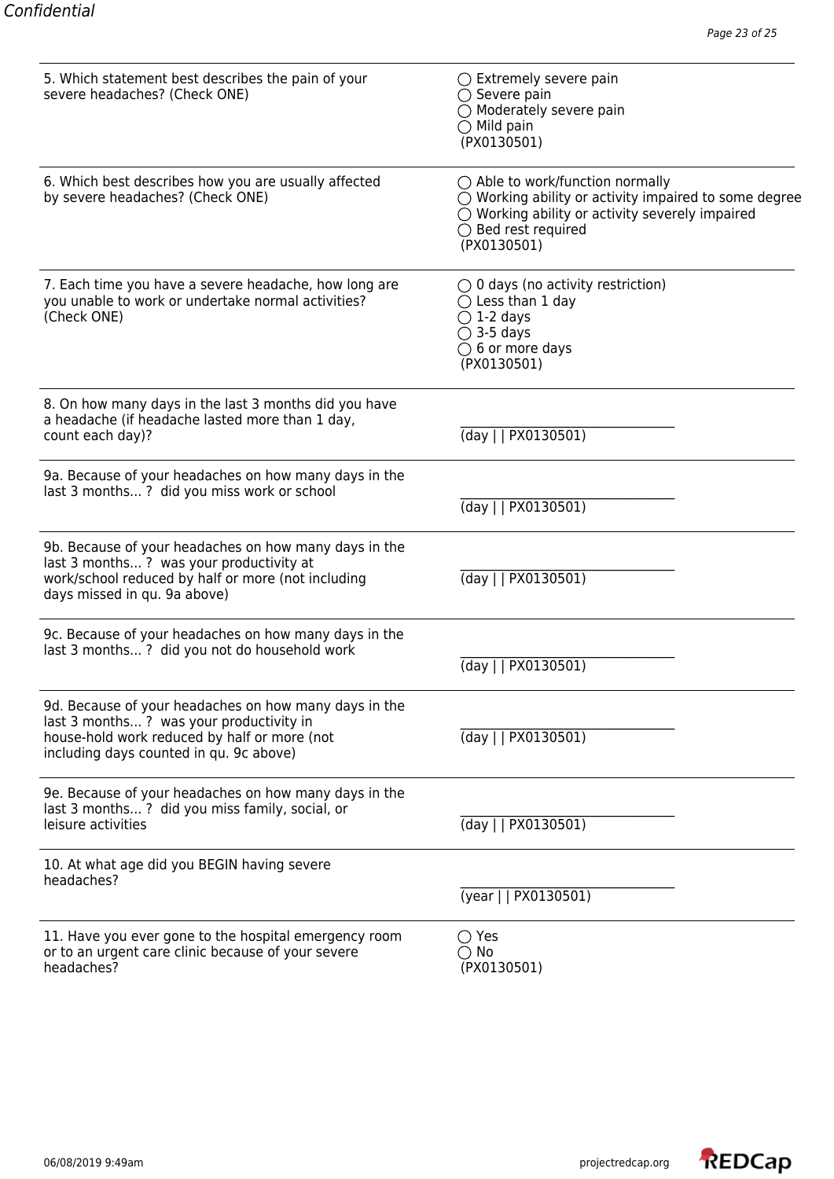5. Which statement best describes the pain of your severe headaches? (Check ONE)

- ◯ Extremely severe pain
- ◯ Severe pain
- ◯ Moderately severe pain
- ◯ Mild pain

(PX0130501)

6. Which best describes how you are usually affected by severe headaches? (Check ONE)

- ◯ Able to work/function normally
- ◯ Working ability or activity impaired to some degree
- ◯ Working ability or activity severely impaired
- ◯ Bed rest required

(PX0130501)

7. Each time you have a severe headache, how long are you unable to work or undertake normal activities? (Check ONE)

- ◯ 0 days (no activity restriction)
- ◯ Less than 1 day
- ◯ 1-2 days
- ◯ 3-5 days
- ◯ 6 or more days

(PX0130501)

8. On how many days in the last 3 months did you have a headache (if headache lasted more than 1 day, count each day)?

________________________________
(day | | PX0130501)

9a. Because of your headaches on how many days in the last 3 months... ? did you miss work or school

________________________________
(day | | PX0130501)

9b. Because of your headaches on how many days in the last 3 months... ? was your productivity at work/school reduced by half or more (not including days missed in qu. 9a above)

________________________________
(day | | PX0130501)

9c. Because of your headaches on how many days in the last 3 months... ? did you not do household work

________________________________
(day | | PX0130501)

9d. Because of your headaches on how many days in the last 3 months... ? was your productivity in house-hold work reduced by half or more (not including days counted in qu. 9c above)

________________________________
(day | | PX0130501)

9e. Because of your headaches on how many days in the last 3 months... ? did you miss family, social, or leisure activities

________________________________
(day | | PX0130501)

10. At what age did you BEGIN having severe headaches?

________________________________
(year | | PX0130501)

11. Have you ever gone to the hospital emergency room or to an urgent care clinic because of your severe headaches?

- ◯ Yes
- ◯ No

(PX0130501)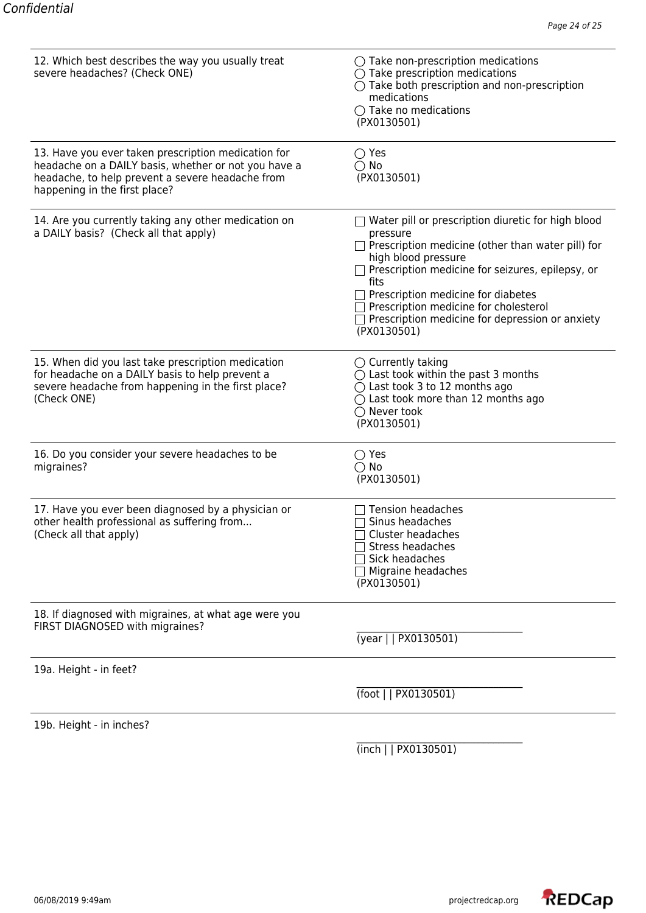| Question | Response |
| --- | --- |
| 12. Which best describes the way you usually treat severe headaches? (Check ONE) | ◯ Take non-prescription medications<br>◯ Take prescription medications<br>◯ Take both prescription and non-prescription medications<br>◯ Take no medications<br>(PX0130501) |
| 13. Have you ever taken prescription medication for headache on a DAILY basis, whether or not you have a headache, to help prevent a severe headache from happening in the first place? | ◯ Yes<br>◯ No<br>(PX0130501) |
| 14. Are you currently taking any other medication on a DAILY basis? (Check all that apply) | ☐ Water pill or prescription diuretic for high blood pressure<br>☐ Prescription medicine (other than water pill) for high blood pressure<br>☐ Prescription medicine for seizures, epilepsy, or fits<br>☐ Prescription medicine for diabetes<br>☐ Prescription medicine for cholesterol<br>☐ Prescription medicine for depression or anxiety<br>(PX0130501) |
| 15. When did you last take prescription medication for headache on a DAILY basis to help prevent a severe headache from happening in the first place? (Check ONE) | ◯ Currently taking<br>◯ Last took within the past 3 months<br>◯ Last took 3 to 12 months ago<br>◯ Last took more than 12 months ago<br>◯ Never took<br>(PX0130501) |
| 16. Do you consider your severe headaches to be migraines? | ◯ Yes<br>◯ No<br>(PX0130501) |
| 17. Have you ever been diagnosed by a physician or other health professional as suffering from... (Check all that apply) | ☐ Tension headaches<br>☐ Sinus headaches<br>☐ Cluster headaches<br>☐ Stress headaches<br>☐ Sick headaches<br>☐ Migraine headaches<br>(PX0130501) |
| 18. If diagnosed with migraines, at what age were you FIRST DIAGNOSED with migraines? | \_\_\_\_\_\_\_\_\_\_\_\_\_\_\_\_\_\_\_\_<br>(year \| \| PX0130501) |
| 19a. Height - in feet? | \_\_\_\_\_\_\_\_\_\_\_\_\_\_\_\_\_\_\_\_<br>(foot \| \| PX0130501) |
| 19b. Height - in inches? | \_\_\_\_\_\_\_\_\_\_\_\_\_\_\_\_\_\_\_\_<br>(inch \| \| PX0130501) |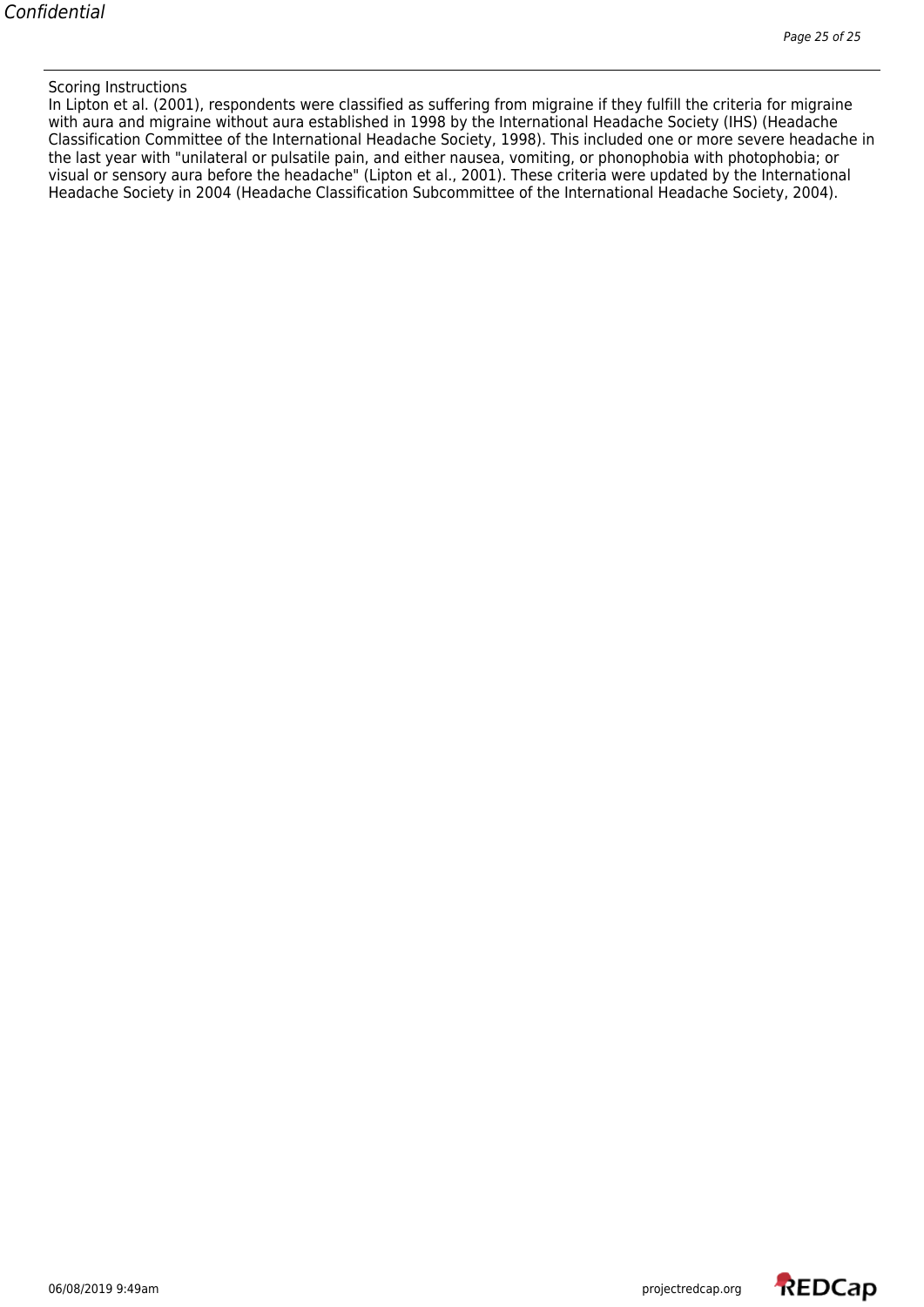Scoring Instructions

In Lipton et al. (2001), respondents were classified as suffering from migraine if they fulfill the criteria for migraine with aura and migraine without aura established in 1998 by the International Headache Society (IHS) (Headache Classification Committee of the International Headache Society, 1998). This included one or more severe headache in the last year with "unilateral or pulsatile pain, and either nausea, vomiting, or phonophobia with photophobia; or visual or sensory aura before the headache" (Lipton et al., 2001). These criteria were updated by the International Headache Society in 2004 (Headache Classification Subcommittee of the International Headache Society, 2004).